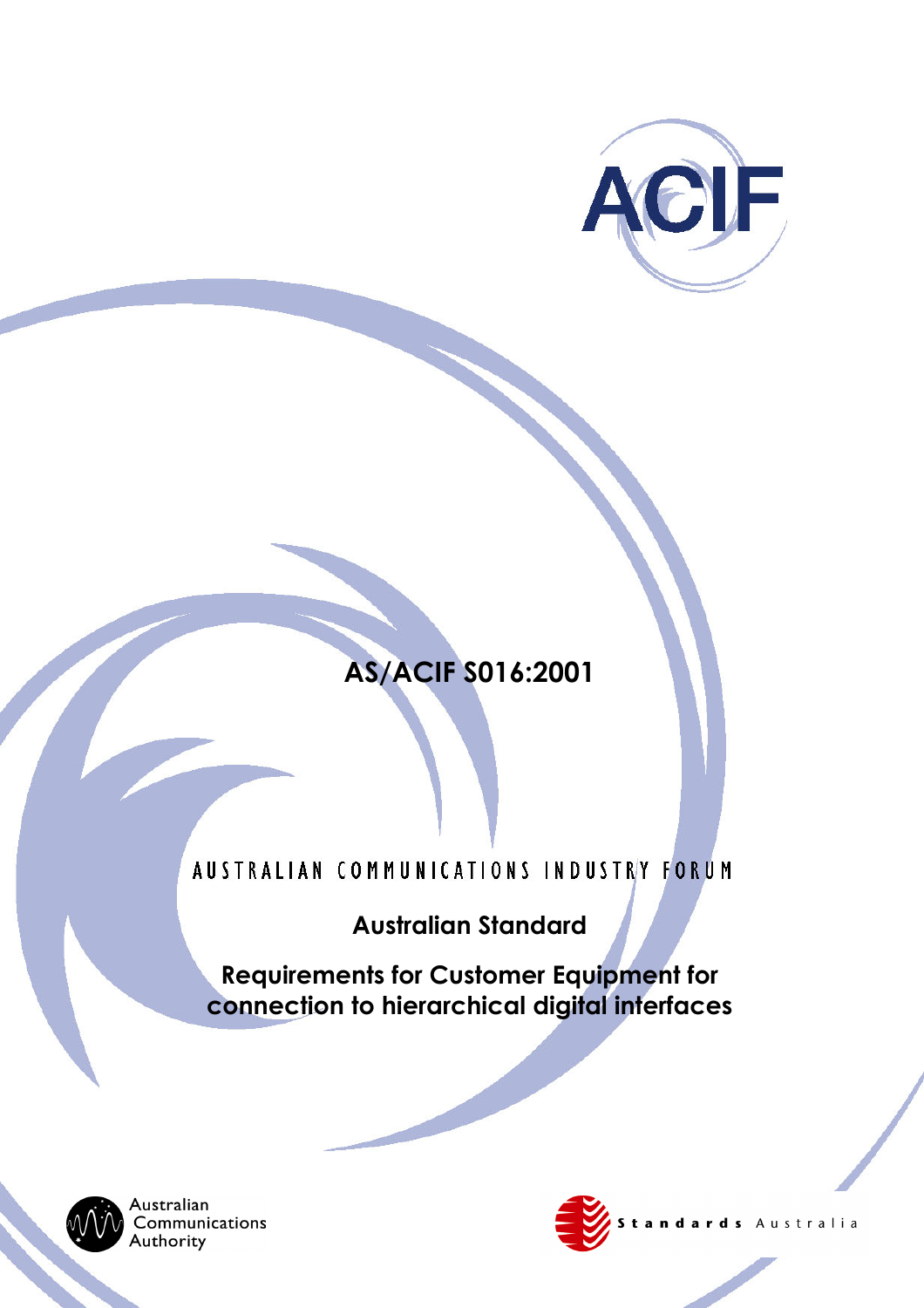ACIF

# AS/ACIF S016:2001

AUSTRALIAN COMMUNICATIONS INDUSTRY FORUM

## Australian Standard

## Requirements for Customer Equipment for connection to hierarchical digital interfaces

Australian Communications Authority

Standards Australia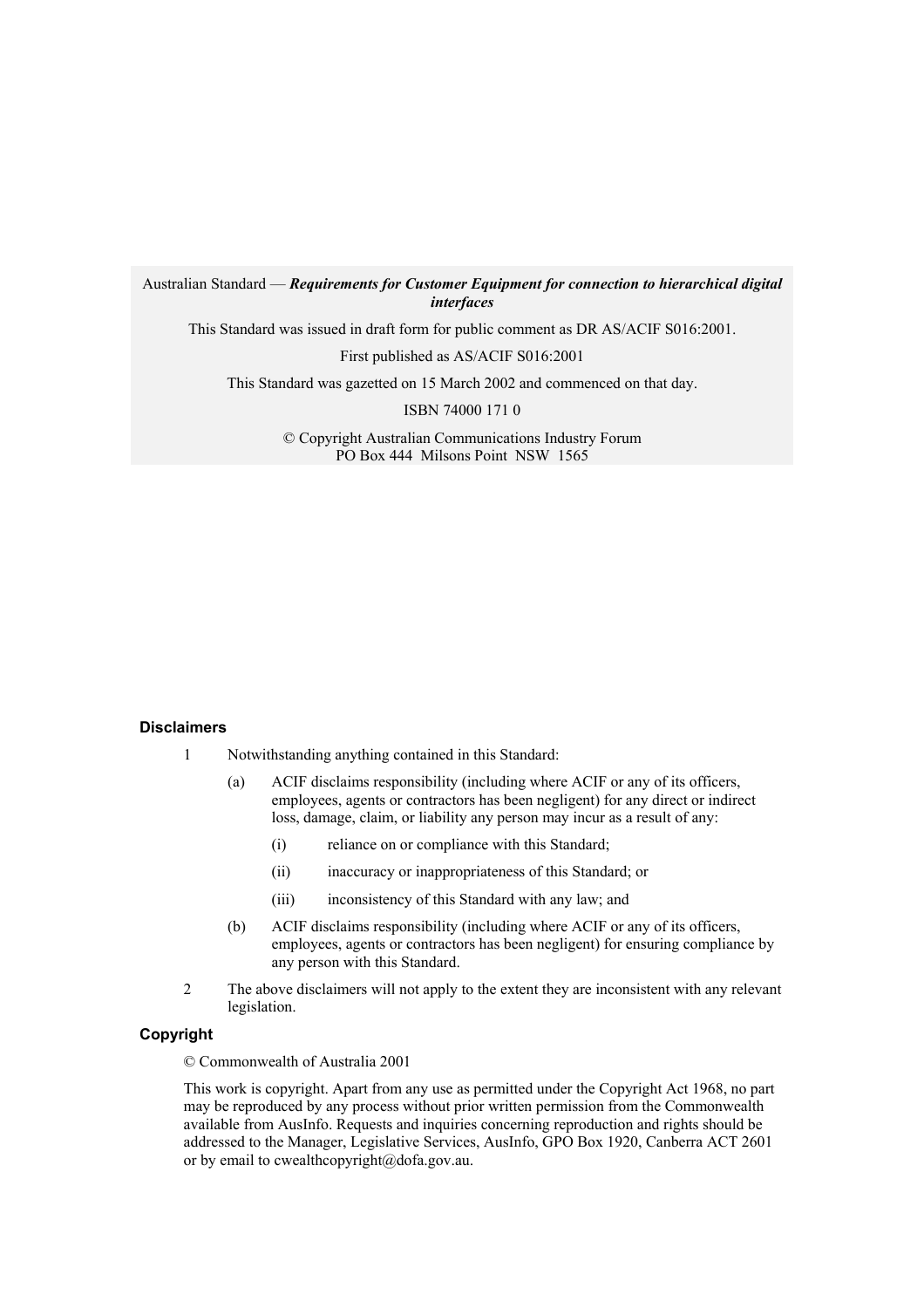Australian Standard — ***Requirements for Customer Equipment for connection to hierarchical digital interfaces***

This Standard was issued in draft form for public comment as DR AS/ACIF S016:2001.

First published as AS/ACIF S016:2001

This Standard was gazetted on 15 March 2002 and commenced on that day.

ISBN 74000 171 0

© Copyright Australian Communications Industry Forum
PO Box 444 Milsons Point NSW 1565

**Disclaimers**

1 Notwithstanding anything contained in this Standard:

(a) ACIF disclaims responsibility (including where ACIF or any of its officers, employees, agents or contractors has been negligent) for any direct or indirect loss, damage, claim, or liability any person may incur as a result of any:

(i) reliance on or compliance with this Standard;

(ii) inaccuracy or inappropriateness of this Standard; or

(iii) inconsistency of this Standard with any law; and

(b) ACIF disclaims responsibility (including where ACIF or any of its officers, employees, agents or contractors has been negligent) for ensuring compliance by any person with this Standard.

2 The above disclaimers will not apply to the extent they are inconsistent with any relevant legislation.

**Copyright**

© Commonwealth of Australia 2001

This work is copyright. Apart from any use as permitted under the Copyright Act 1968, no part may be reproduced by any process without prior written permission from the Commonwealth available from AusInfo. Requests and inquiries concerning reproduction and rights should be addressed to the Manager, Legislative Services, AusInfo, GPO Box 1920, Canberra ACT 2601 or by email to cwealthcopyright@dofa.gov.au.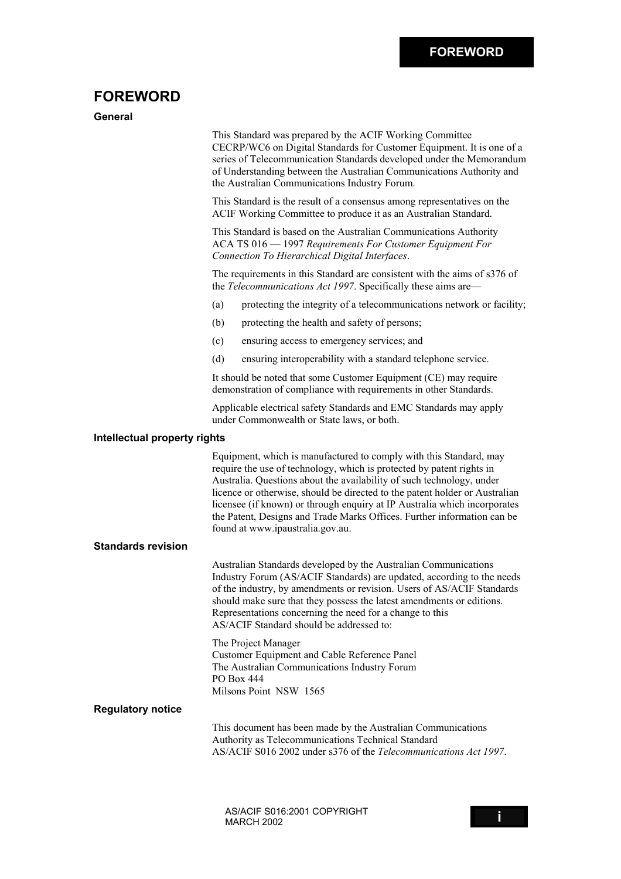# FOREWORD

### General

This Standard was prepared by the ACIF Working Committee CECRP/WC6 on Digital Standards for Customer Equipment. It is one of a series of Telecommunication Standards developed under the Memorandum of Understanding between the Australian Communications Authority and the Australian Communications Industry Forum.

This Standard is the result of a consensus among representatives on the ACIF Working Committee to produce it as an Australian Standard.

This Standard is based on the Australian Communications Authority ACA TS 016 — 1997 *Requirements For Customer Equipment For Connection To Hierarchical Digital Interfaces*.

The requirements in this Standard are consistent with the aims of s376 of the *Telecommunications Act 1997*. Specifically these aims are—

(a) protecting the integrity of a telecommunications network or facility;

(b) protecting the health and safety of persons;

(c) ensuring access to emergency services; and

(d) ensuring interoperability with a standard telephone service.

It should be noted that some Customer Equipment (CE) may require demonstration of compliance with requirements in other Standards.

Applicable electrical safety Standards and EMC Standards may apply under Commonwealth or State laws, or both.

### Intellectual property rights

Equipment, which is manufactured to comply with this Standard, may require the use of technology, which is protected by patent rights in Australia. Questions about the availability of such technology, under licence or otherwise, should be directed to the patent holder or Australian licensee (if known) or through enquiry at IP Australia which incorporates the Patent, Designs and Trade Marks Offices. Further information can be found at www.ipaustralia.gov.au.

### Standards revision

Australian Standards developed by the Australian Communications Industry Forum (AS/ACIF Standards) are updated, according to the needs of the industry, by amendments or revision. Users of AS/ACIF Standards should make sure that they possess the latest amendments or editions. Representations concerning the need for a change to this AS/ACIF Standard should be addressed to:

The Project Manager
Customer Equipment and Cable Reference Panel
The Australian Communications Industry Forum
PO Box 444
Milsons Point NSW 1565

### Regulatory notice

This document has been made by the Australian Communications Authority as Telecommunications Technical Standard AS/ACIF S016 2002 under s376 of the *Telecommunications Act 1997*.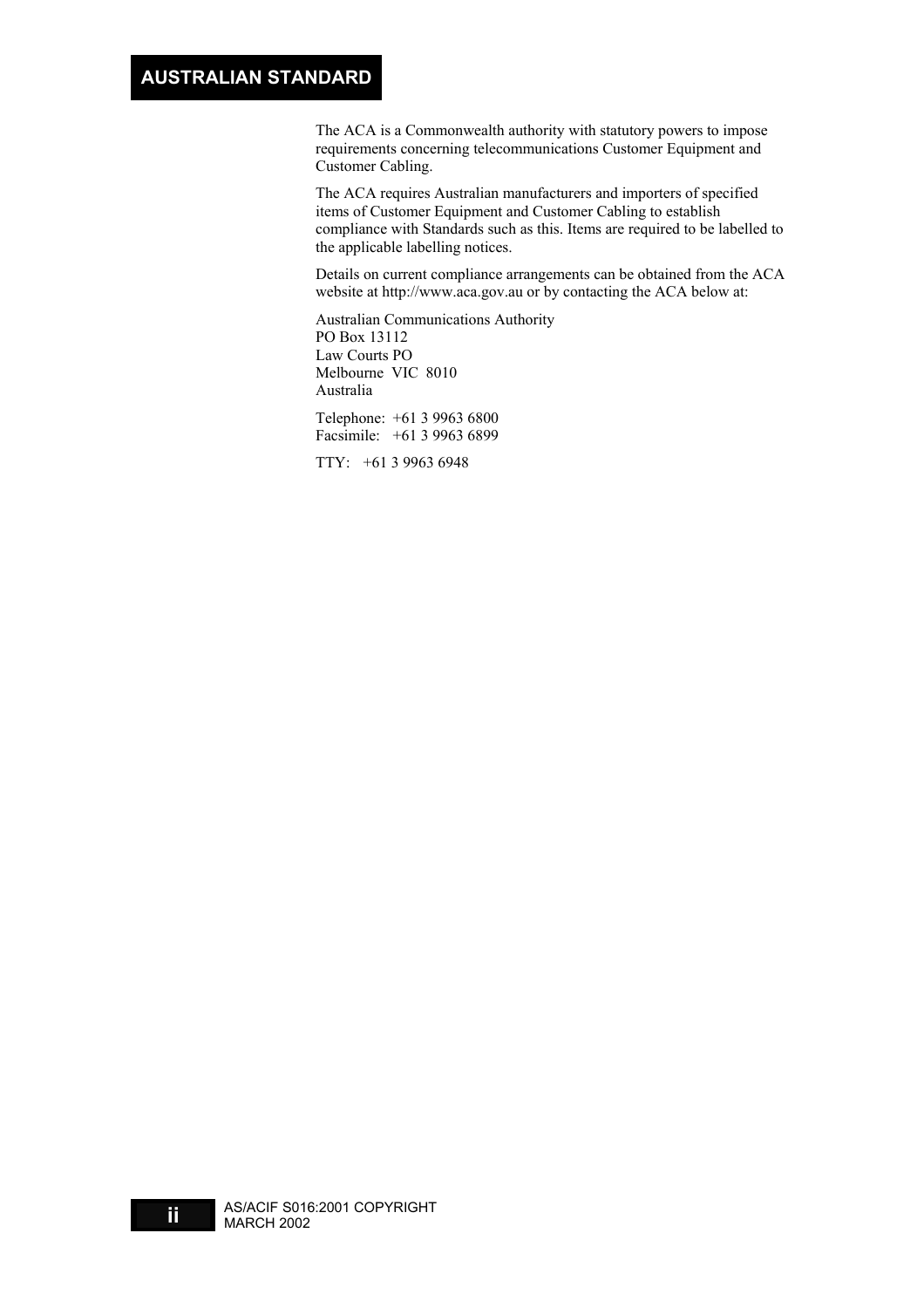**AUSTRALIAN STANDARD**

The ACA is a Commonwealth authority with statutory powers to impose requirements concerning telecommunications Customer Equipment and Customer Cabling.

The ACA requires Australian manufacturers and importers of specified items of Customer Equipment and Customer Cabling to establish compliance with Standards such as this. Items are required to be labelled to the applicable labelling notices.

Details on current compliance arrangements can be obtained from the ACA website at http://www.aca.gov.au or by contacting the ACA below at:

Australian Communications Authority
PO Box 13112
Law Courts PO
Melbourne VIC 8010
Australia

Telephone: +61 3 9963 6800
Facsimile: +61 3 9963 6899

TTY: +61 3 9963 6948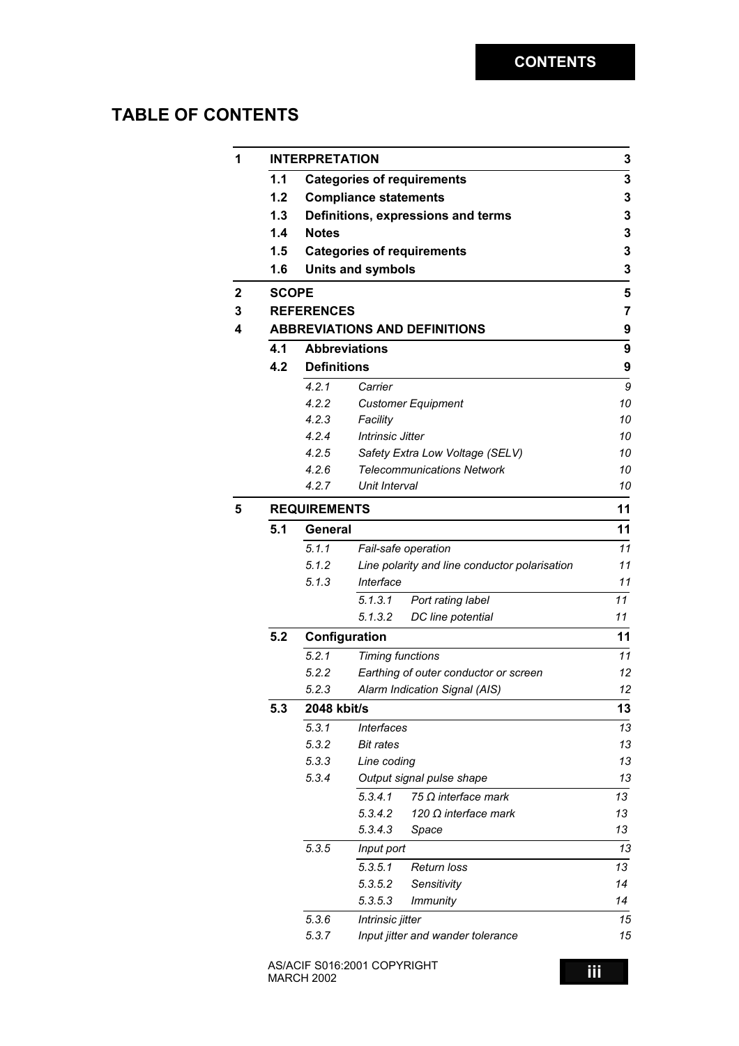# TABLE OF CONTENTS

| | | | | |
|---|---|---|---|---|
| **1** | **INTERPRETATION** | | | **3** |
| | **1.1** | **Categories of requirements** | | **3** |
| | **1.2** | **Compliance statements** | | **3** |
| | **1.3** | **Definitions, expressions and terms** | | **3** |
| | **1.4** | **Notes** | | **3** |
| | **1.5** | **Categories of requirements** | | **3** |
| | **1.6** | **Units and symbols** | | **3** |
| **2** | **SCOPE** | | | **5** |
| **3** | **REFERENCES** | | | **7** |
| **4** | **ABBREVIATIONS AND DEFINITIONS** | | | **9** |
| | **4.1** | **Abbreviations** | | **9** |
| | **4.2** | **Definitions** | | **9** |
| | | *4.2.1* | *Carrier* | *9* |
| | | *4.2.2* | *Customer Equipment* | *10* |
| | | *4.2.3* | *Facility* | *10* |
| | | *4.2.4* | *Intrinsic Jitter* | *10* |
| | | *4.2.5* | *Safety Extra Low Voltage (SELV)* | *10* |
| | | *4.2.6* | *Telecommunications Network* | *10* |
| | | *4.2.7* | *Unit Interval* | *10* |
| **5** | **REQUIREMENTS** | | | **11** |
| | **5.1** | **General** | | **11** |
| | | *5.1.1* | *Fail-safe operation* | *11* |
| | | *5.1.2* | *Line polarity and line conductor polarisation* | *11* |
| | | *5.1.3* | *Interface* | *11* |
| | | | *5.1.3.1 Port rating label* | *11* |
| | | | *5.1.3.2 DC line potential* | *11* |
| | **5.2** | **Configuration** | | **11** |
| | | *5.2.1* | *Timing functions* | *11* |
| | | *5.2.2* | *Earthing of outer conductor or screen* | *12* |
| | | *5.2.3* | *Alarm Indication Signal (AIS)* | *12* |
| | **5.3** | **2048 kbit/s** | | **13** |
| | | *5.3.1* | *Interfaces* | *13* |
| | | *5.3.2* | *Bit rates* | *13* |
| | | *5.3.3* | *Line coding* | *13* |
| | | *5.3.4* | *Output signal pulse shape* | *13* |
| | | | *5.3.4.1 75 Ω interface mark* | *13* |
| | | | *5.3.4.2 120 Ω interface mark* | *13* |
| | | | *5.3.4.3 Space* | *13* |
| | | *5.3.5* | *Input port* | *13* |
| | | | *5.3.5.1 Return loss* | *13* |
| | | | *5.3.5.2 Sensitivity* | *14* |
| | | | *5.3.5.3 Immunity* | *14* |
| | | *5.3.6* | *Intrinsic jitter* | *15* |
| | | *5.3.7* | *Input jitter and wander tolerance* | *15* |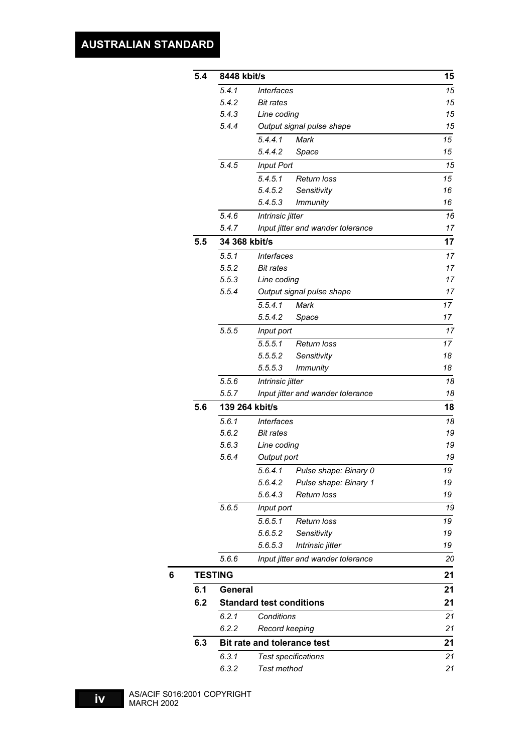| | | | | |
|---|---|---|---|---|
| **5.4** | **8448 kbit/s** | | | **15** |
| | *5.4.1* | *Interfaces* | | *15* |
| | *5.4.2* | *Bit rates* | | *15* |
| | *5.4.3* | *Line coding* | | *15* |
| | *5.4.4* | *Output signal pulse shape* | | *15* |
| | | *5.4.4.1* | *Mark* | *15* |
| | | *5.4.4.2* | *Space* | *15* |
| | *5.4.5* | *Input Port* | | *15* |
| | | *5.4.5.1* | *Return loss* | *15* |
| | | *5.4.5.2* | *Sensitivity* | *16* |
| | | *5.4.5.3* | *Immunity* | *16* |
| | *5.4.6* | *Intrinsic jitter* | | *16* |
| | *5.4.7* | *Input jitter and wander tolerance* | | *17* |
| **5.5** | **34 368 kbit/s** | | | **17** |
| | *5.5.1* | *Interfaces* | | *17* |
| | *5.5.2* | *Bit rates* | | *17* |
| | *5.5.3* | *Line coding* | | *17* |
| | *5.5.4* | *Output signal pulse shape* | | *17* |
| | | *5.5.4.1* | *Mark* | *17* |
| | | *5.5.4.2* | *Space* | *17* |
| | *5.5.5* | *Input port* | | *17* |
| | | *5.5.5.1* | *Return loss* | *17* |
| | | *5.5.5.2* | *Sensitivity* | *18* |
| | | *5.5.5.3* | *Immunity* | *18* |
| | *5.5.6* | *Intrinsic jitter* | | *18* |
| | *5.5.7* | *Input jitter and wander tolerance* | | *18* |
| **5.6** | **139 264 kbit/s** | | | **18** |
| | *5.6.1* | *Interfaces* | | *18* |
| | *5.6.2* | *Bit rates* | | *19* |
| | *5.6.3* | *Line coding* | | *19* |
| | *5.6.4* | *Output port* | | *19* |
| | | *5.6.4.1* | *Pulse shape: Binary 0* | *19* |
| | | *5.6.4.2* | *Pulse shape: Binary 1* | *19* |
| | | *5.6.4.3* | *Return loss* | *19* |
| | *5.6.5* | *Input port* | | *19* |
| | | *5.6.5.1* | *Return loss* | *19* |
| | | *5.6.5.2* | *Sensitivity* | *19* |
| | | *5.6.5.3* | *Intrinsic jitter* | *19* |
| | *5.6.6* | *Input jitter and wander tolerance* | | *20* |

| | | | | |
|---|---|---|---|---|
| **6** | **TESTING** | | | **21** |
| | **6.1** | **General** | | **21** |
| | **6.2** | **Standard test conditions** | | **21** |
| | | *6.2.1* | *Conditions* | *21* |
| | | *6.2.2* | *Record keeping* | *21* |
| | **6.3** | **Bit rate and tolerance test** | | **21** |
| | | *6.3.1* | *Test specifications* | *21* |
| | | *6.3.2* | *Test method* | *21* |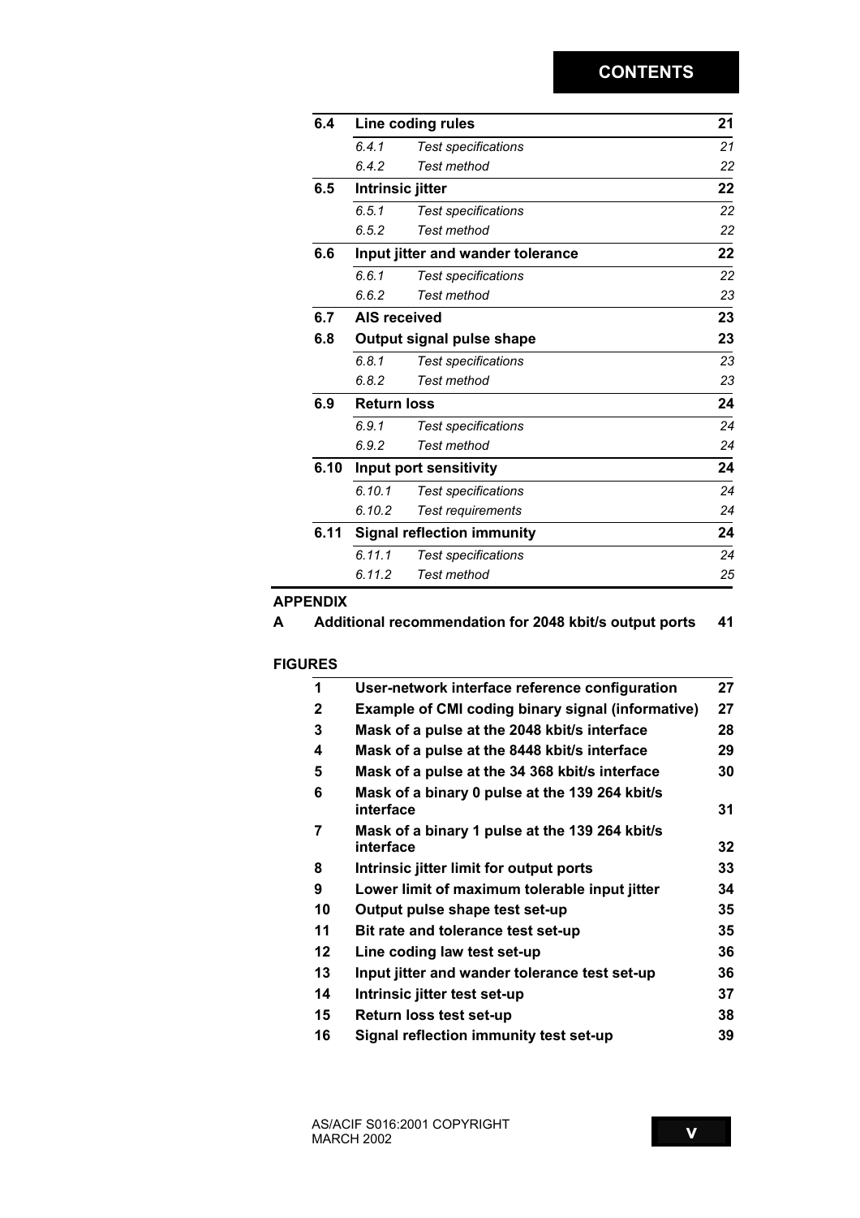# CONTENTS

| | | | |
|---|---|---|---|
| **6.4** | **Line coding rules** | | **21** |
| | *6.4.1* | *Test specifications* | *21* |
| | *6.4.2* | *Test method* | *22* |
| **6.5** | **Intrinsic jitter** | | **22** |
| | *6.5.1* | *Test specifications* | *22* |
| | *6.5.2* | *Test method* | *22* |
| **6.6** | **Input jitter and wander tolerance** | | **22** |
| | *6.6.1* | *Test specifications* | *22* |
| | *6.6.2* | *Test method* | *23* |
| **6.7** | **AIS received** | | **23** |
| **6.8** | **Output signal pulse shape** | | **23** |
| | *6.8.1* | *Test specifications* | *23* |
| | *6.8.2* | *Test method* | *23* |
| **6.9** | **Return loss** | | **24** |
| | *6.9.1* | *Test specifications* | *24* |
| | *6.9.2* | *Test method* | *24* |
| **6.10** | **Input port sensitivity** | | **24** |
| | *6.10.1* | *Test specifications* | *24* |
| | *6.10.2* | *Test requirements* | *24* |
| **6.11** | **Signal reflection immunity** | | **24** |
| | *6.11.1* | *Test specifications* | *24* |
| | *6.11.2* | *Test method* | *25* |

**APPENDIX**

| | | |
|---|---|---|
| **A** | **Additional recommendation for 2048 kbit/s output ports** | **41** |

**FIGURES**

| | | |
|---|---|---|
| **1** | **User-network interface reference configuration** | **27** |
| **2** | **Example of CMI coding binary signal (informative)** | **27** |
| **3** | **Mask of a pulse at the 2048 kbit/s interface** | **28** |
| **4** | **Mask of a pulse at the 8448 kbit/s interface** | **29** |
| **5** | **Mask of a pulse at the 34 368 kbit/s interface** | **30** |
| **6** | **Mask of a binary 0 pulse at the 139 264 kbit/s interface** | **31** |
| **7** | **Mask of a binary 1 pulse at the 139 264 kbit/s interface** | **32** |
| **8** | **Intrinsic jitter limit for output ports** | **33** |
| **9** | **Lower limit of maximum tolerable input jitter** | **34** |
| **10** | **Output pulse shape test set-up** | **35** |
| **11** | **Bit rate and tolerance test set-up** | **35** |
| **12** | **Line coding law test set-up** | **36** |
| **13** | **Input jitter and wander tolerance test set-up** | **36** |
| **14** | **Intrinsic jitter test set-up** | **37** |
| **15** | **Return loss test set-up** | **38** |
| **16** | **Signal reflection immunity test set-up** | **39** |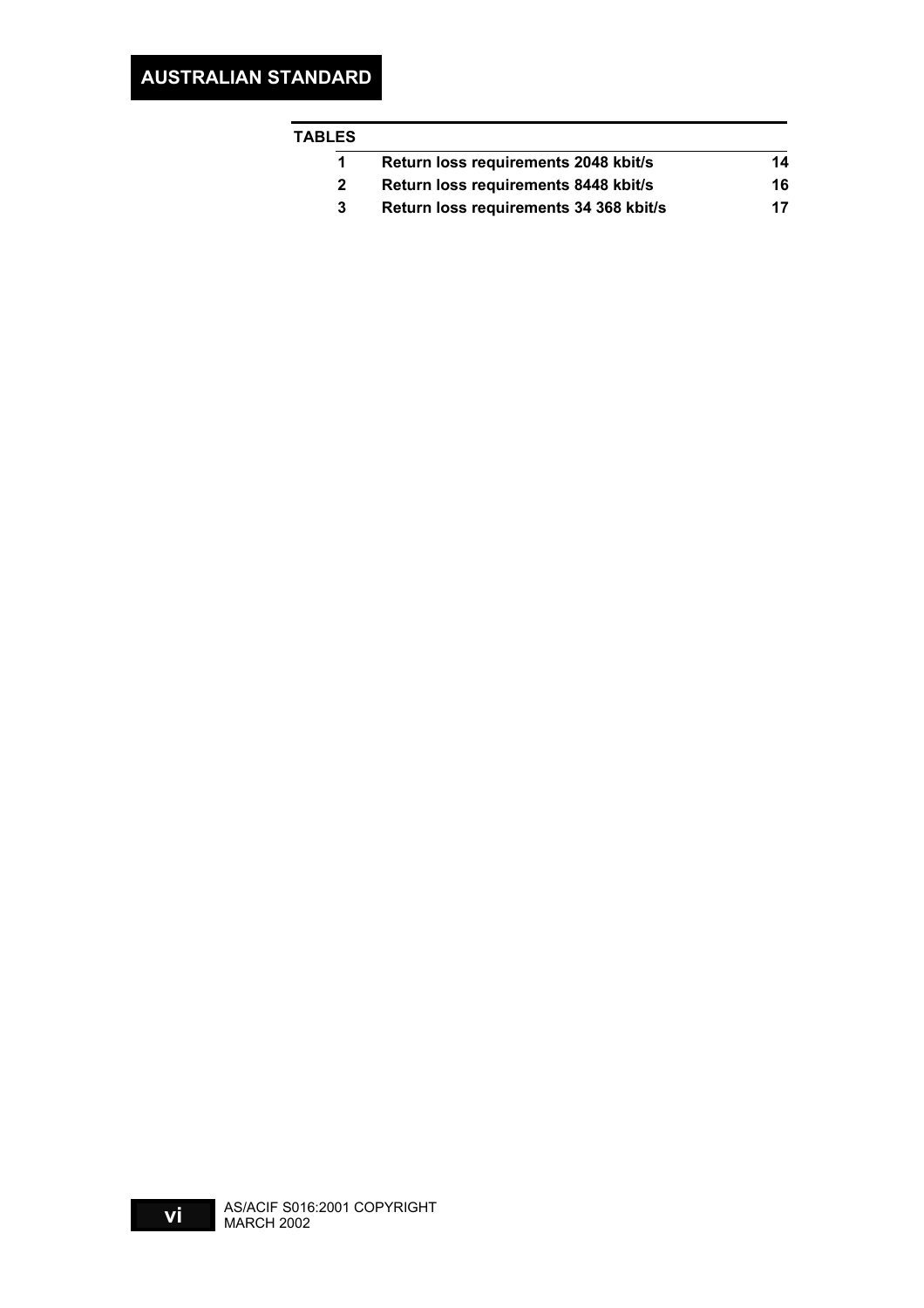## TABLES

| | | |
|---|---|---|
| 1 | Return loss requirements 2048 kbit/s | 14 |
| 2 | Return loss requirements 8448 kbit/s | 16 |
| 3 | Return loss requirements 34 368 kbit/s | 17 |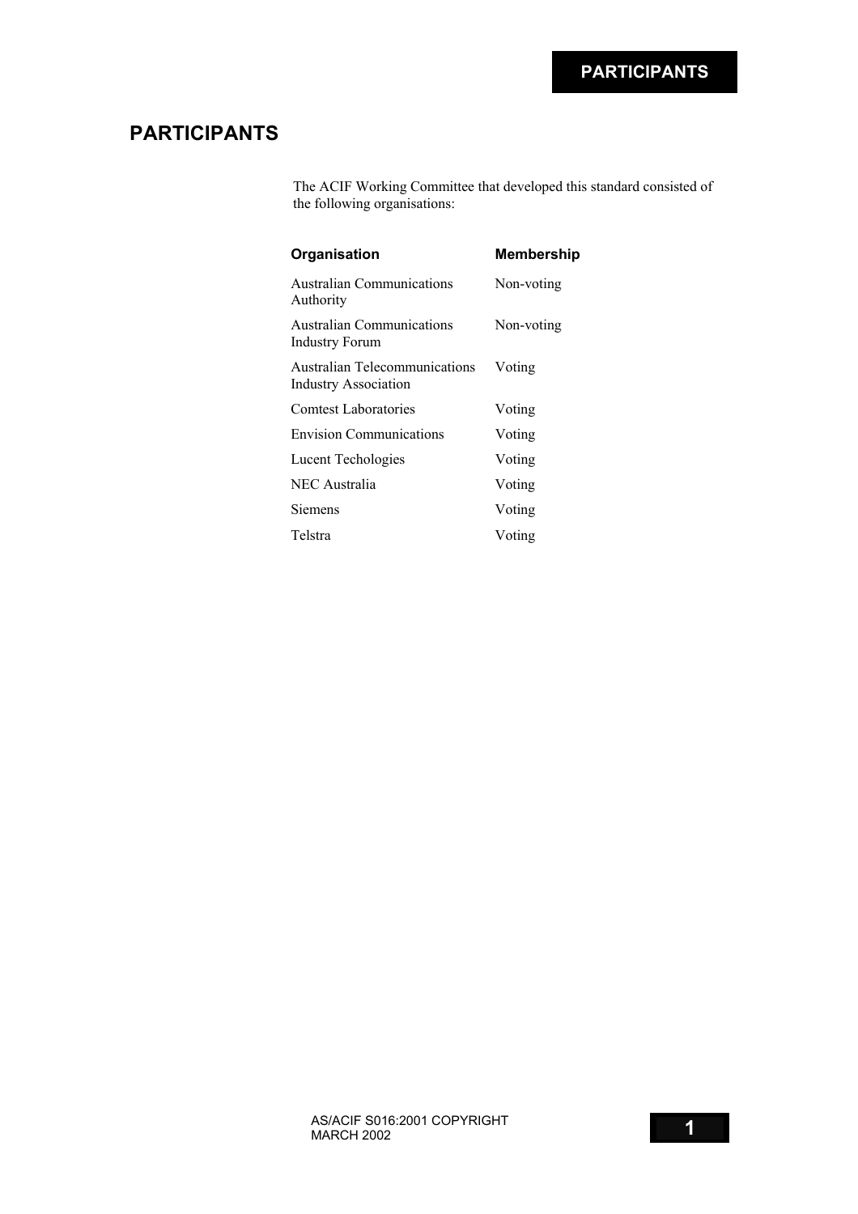# PARTICIPANTS

The ACIF Working Committee that developed this standard consisted of the following organisations:

| Organisation | Membership |
| --- | --- |
| Australian Communications Authority | Non-voting |
| Australian Communications Industry Forum | Non-voting |
| Australian Telecommunications Industry Association | Voting |
| Comtest Laboratories | Voting |
| Envision Communications | Voting |
| Lucent Techologies | Voting |
| NEC Australia | Voting |
| Siemens | Voting |
| Telstra | Voting |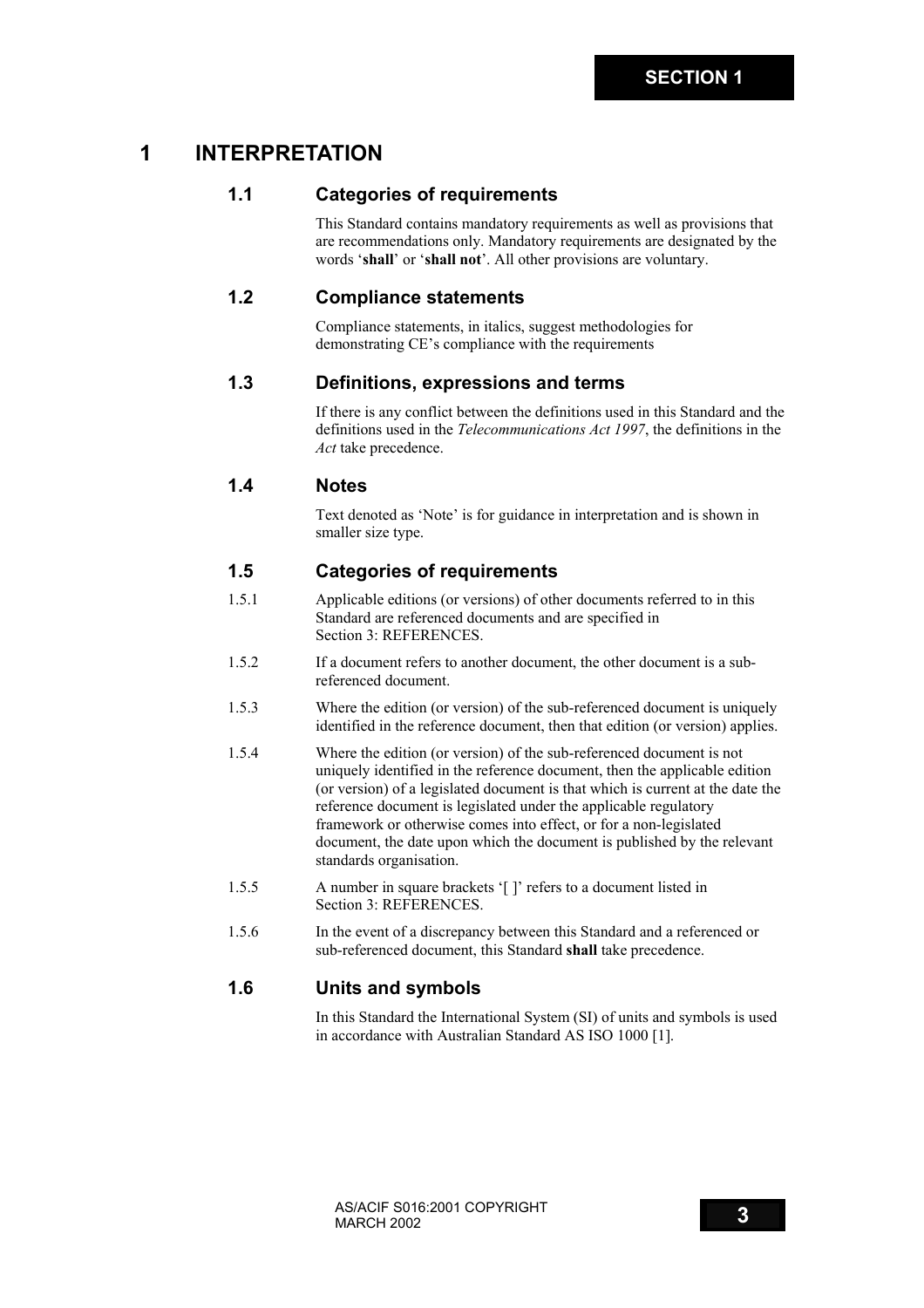# 1 INTERPRETATION

## 1.1 Categories of requirements

This Standard contains mandatory requirements as well as provisions that are recommendations only. Mandatory requirements are designated by the words '**shall**' or '**shall not**'. All other provisions are voluntary.

## 1.2 Compliance statements

Compliance statements, in italics, suggest methodologies for demonstrating CE's compliance with the requirements

## 1.3 Definitions, expressions and terms

If there is any conflict between the definitions used in this Standard and the definitions used in the *Telecommunications Act 1997*, the definitions in the *Act* take precedence.

## 1.4 Notes

Text denoted as 'Note' is for guidance in interpretation and is shown in smaller size type.

## 1.5 Categories of requirements

1.5.1 Applicable editions (or versions) of other documents referred to in this Standard are referenced documents and are specified in Section 3: REFERENCES.

1.5.2 If a document refers to another document, the other document is a sub-referenced document.

1.5.3 Where the edition (or version) of the sub-referenced document is uniquely identified in the reference document, then that edition (or version) applies.

1.5.4 Where the edition (or version) of the sub-referenced document is not uniquely identified in the reference document, then the applicable edition (or version) of a legislated document is that which is current at the date the reference document is legislated under the applicable regulatory framework or otherwise comes into effect, or for a non-legislated document, the date upon which the document is published by the relevant standards organisation.

1.5.5 A number in square brackets '[ ]' refers to a document listed in Section 3: REFERENCES.

1.5.6 In the event of a discrepancy between this Standard and a referenced or sub-referenced document, this Standard **shall** take precedence.

## 1.6 Units and symbols

In this Standard the International System (SI) of units and symbols is used in accordance with Australian Standard AS ISO 1000 [1].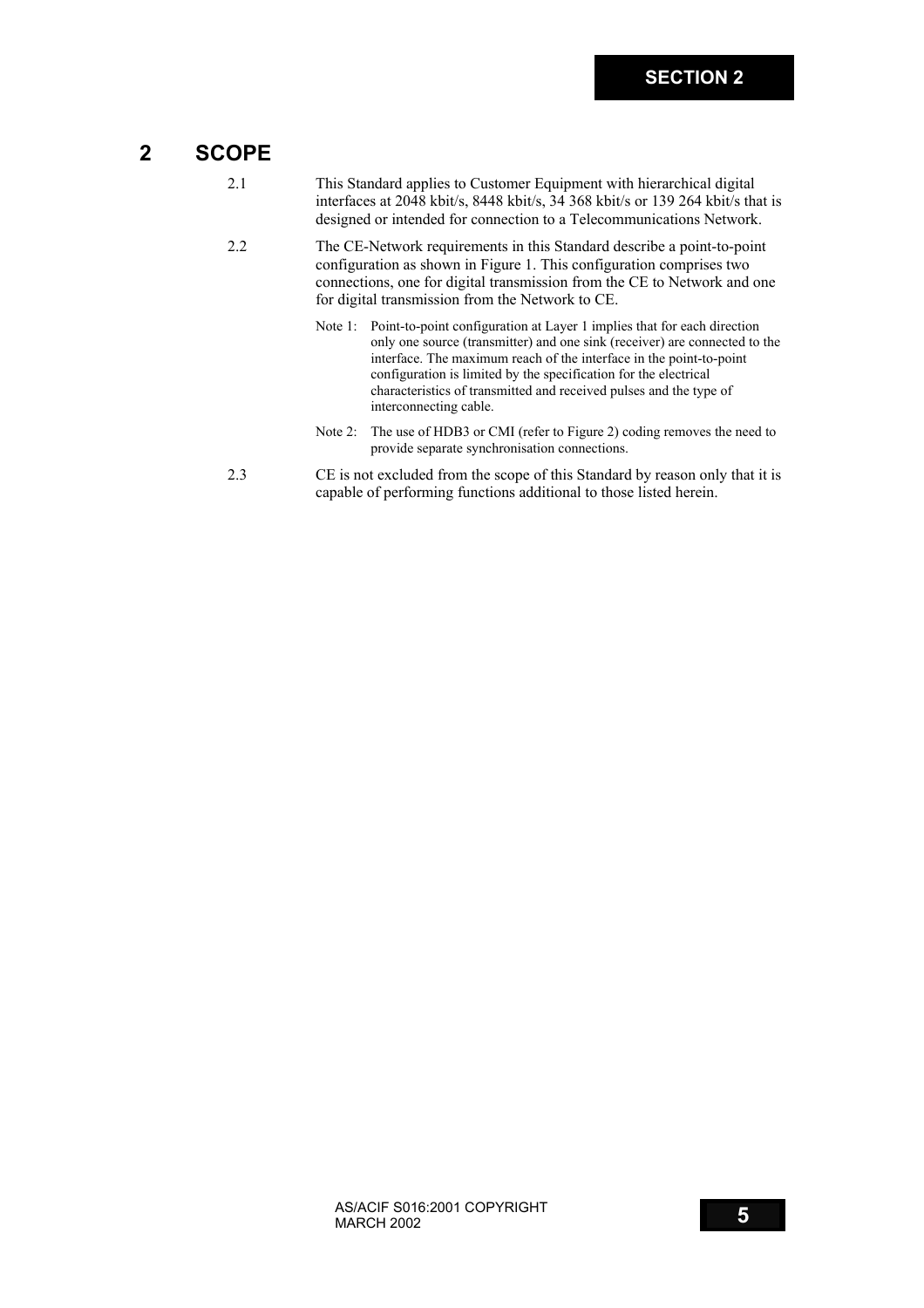# 2 SCOPE

2.1 This Standard applies to Customer Equipment with hierarchical digital interfaces at 2048 kbit/s, 8448 kbit/s, 34 368 kbit/s or 139 264 kbit/s that is designed or intended for connection to a Telecommunications Network.

2.2 The CE-Network requirements in this Standard describe a point-to-point configuration as shown in Figure 1. This configuration comprises two connections, one for digital transmission from the CE to Network and one for digital transmission from the Network to CE.

Note 1: Point-to-point configuration at Layer 1 implies that for each direction only one source (transmitter) and one sink (receiver) are connected to the interface. The maximum reach of the interface in the point-to-point configuration is limited by the specification for the electrical characteristics of transmitted and received pulses and the type of interconnecting cable.

Note 2: The use of HDB3 or CMI (refer to Figure 2) coding removes the need to provide separate synchronisation connections.

2.3 CE is not excluded from the scope of this Standard by reason only that it is capable of performing functions additional to those listed herein.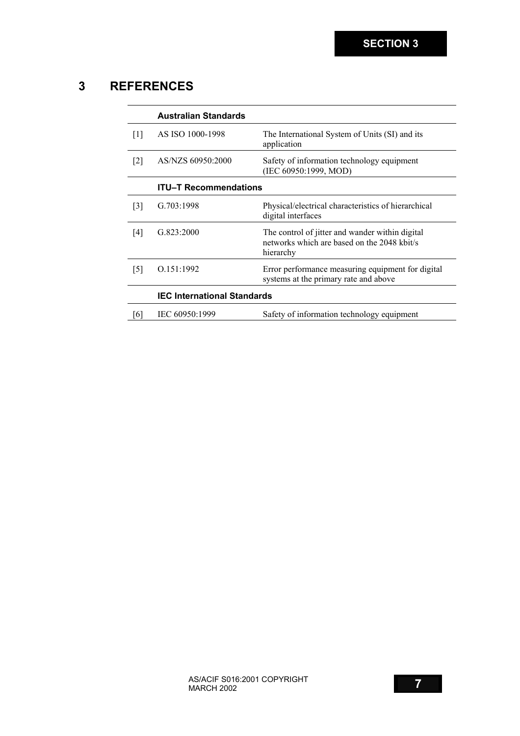# 3 REFERENCES

| | Australian Standards | |
|---|---|---|
| [1] | AS ISO 1000-1998 | The International System of Units (SI) and its application |
| [2] | AS/NZS 60950:2000 | Safety of information technology equipment (IEC 60950:1999, MOD) |
| | **ITU–T Recommendations** | |
| [3] | G.703:1998 | Physical/electrical characteristics of hierarchical digital interfaces |
| [4] | G.823:2000 | The control of jitter and wander within digital networks which are based on the 2048 kbit/s hierarchy |
| [5] | O.151:1992 | Error performance measuring equipment for digital systems at the primary rate and above |
| | **IEC International Standards** | |
| [6] | IEC 60950:1999 | Safety of information technology equipment |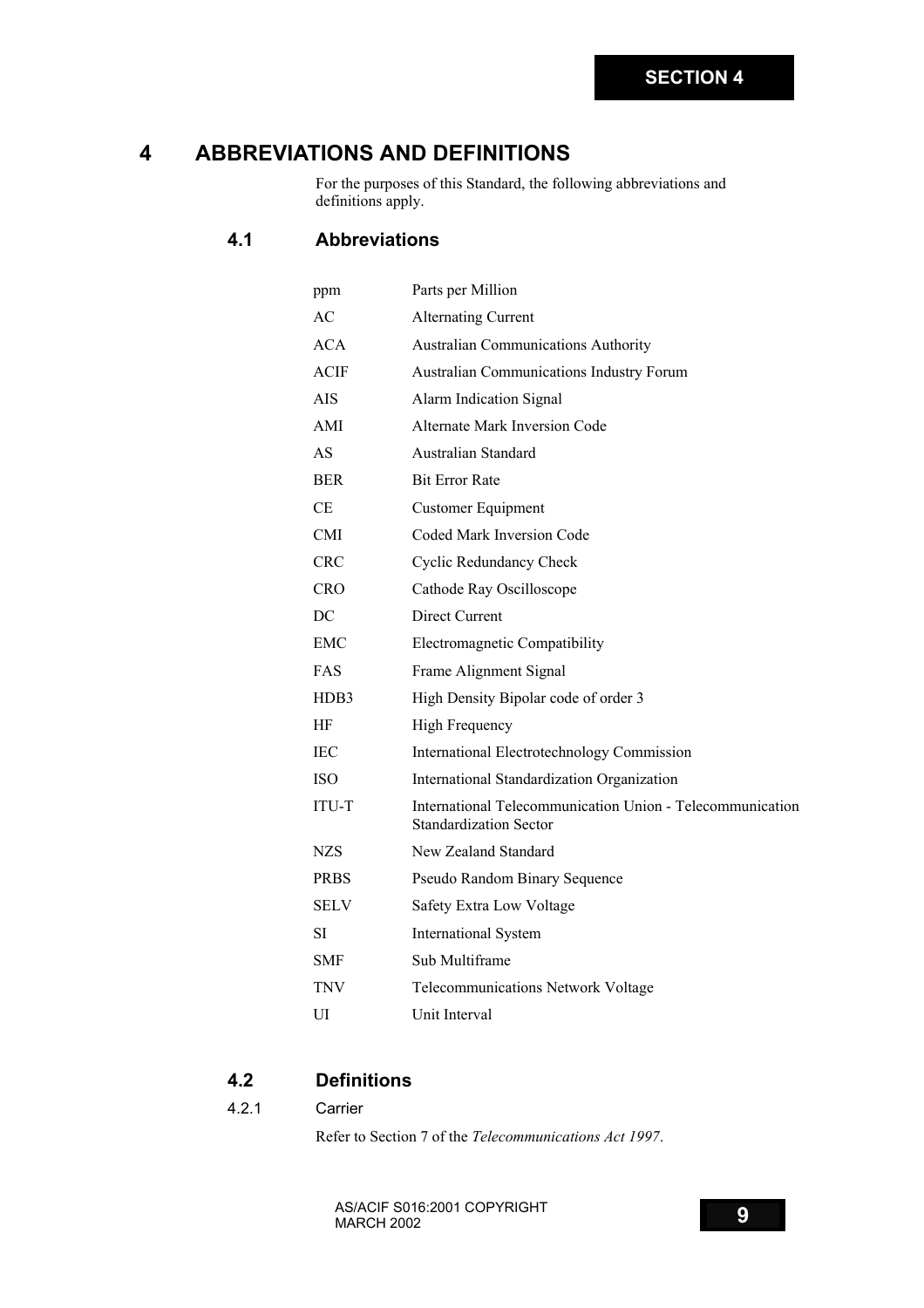# 4 ABBREVIATIONS AND DEFINITIONS

For the purposes of this Standard, the following abbreviations and definitions apply.

## 4.1 Abbreviations

| | |
|---|---|
| ppm | Parts per Million |
| AC | Alternating Current |
| ACA | Australian Communications Authority |
| ACIF | Australian Communications Industry Forum |
| AIS | Alarm Indication Signal |
| AMI | Alternate Mark Inversion Code |
| AS | Australian Standard |
| BER | Bit Error Rate |
| CE | Customer Equipment |
| CMI | Coded Mark Inversion Code |
| CRC | Cyclic Redundancy Check |
| CRO | Cathode Ray Oscilloscope |
| DC | Direct Current |
| EMC | Electromagnetic Compatibility |
| FAS | Frame Alignment Signal |
| HDB3 | High Density Bipolar code of order 3 |
| HF | High Frequency |
| IEC | International Electrotechnology Commission |
| ISO | International Standardization Organization |
| ITU-T | International Telecommunication Union - Telecommunication Standardization Sector |
| NZS | New Zealand Standard |
| PRBS | Pseudo Random Binary Sequence |
| SELV | Safety Extra Low Voltage |
| SI | International System |
| SMF | Sub Multiframe |
| TNV | Telecommunications Network Voltage |
| UI | Unit Interval |

## 4.2 Definitions

### 4.2.1 Carrier

Refer to Section 7 of the *Telecommunications Act 1997*.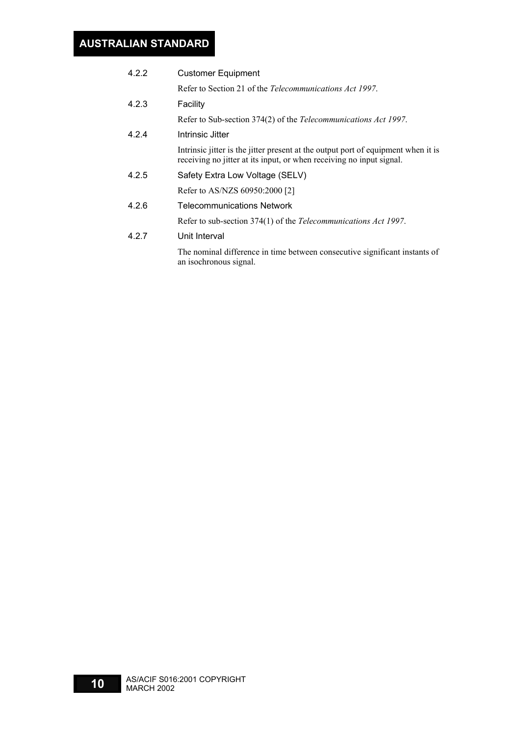#### 4.2.2 Customer Equipment

Refer to Section 21 of the *Telecommunications Act 1997*.

#### 4.2.3 Facility

Refer to Sub-section 374(2) of the *Telecommunications Act 1997*.

#### 4.2.4 Intrinsic Jitter

Intrinsic jitter is the jitter present at the output port of equipment when it is receiving no jitter at its input, or when receiving no input signal.

#### 4.2.5 Safety Extra Low Voltage (SELV)

Refer to AS/NZS 60950:2000 [2]

#### 4.2.6 Telecommunications Network

Refer to sub-section 374(1) of the *Telecommunications Act 1997*.

#### 4.2.7 Unit Interval

The nominal difference in time between consecutive significant instants of an isochronous signal.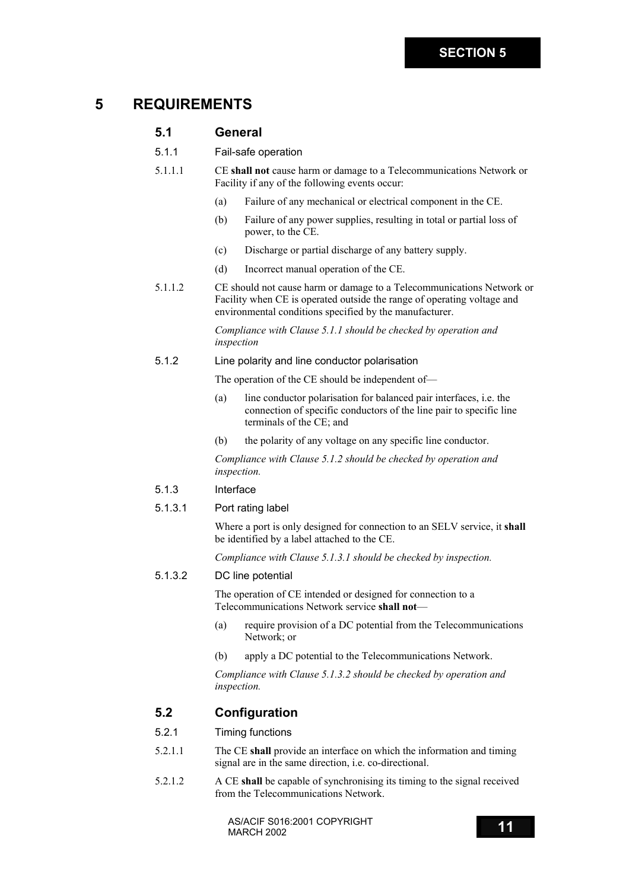# 5 REQUIREMENTS

## 5.1 General

### 5.1.1 Fail-safe operation

5.1.1.1 CE **shall not** cause harm or damage to a Telecommunications Network or Facility if any of the following events occur:

(a) Failure of any mechanical or electrical component in the CE.

(b) Failure of any power supplies, resulting in total or partial loss of power, to the CE.

(c) Discharge or partial discharge of any battery supply.

(d) Incorrect manual operation of the CE.

5.1.1.2 CE should not cause harm or damage to a Telecommunications Network or Facility when CE is operated outside the range of operating voltage and environmental conditions specified by the manufacturer.

*Compliance with Clause 5.1.1 should be checked by operation and inspection*

### 5.1.2 Line polarity and line conductor polarisation

The operation of the CE should be independent of—

(a) line conductor polarisation for balanced pair interfaces, i.e. the connection of specific conductors of the line pair to specific line terminals of the CE; and

(b) the polarity of any voltage on any specific line conductor.

*Compliance with Clause 5.1.2 should be checked by operation and inspection.*

### 5.1.3 Interface

#### 5.1.3.1 Port rating label

Where a port is only designed for connection to an SELV service, it **shall** be identified by a label attached to the CE.

*Compliance with Clause 5.1.3.1 should be checked by inspection.*

#### 5.1.3.2 DC line potential

The operation of CE intended or designed for connection to a Telecommunications Network service **shall not**—

(a) require provision of a DC potential from the Telecommunications Network; or

(b) apply a DC potential to the Telecommunications Network.

*Compliance with Clause 5.1.3.2 should be checked by operation and inspection.*

## 5.2 Configuration

### 5.2.1 Timing functions

5.2.1.1 The CE **shall** provide an interface on which the information and timing signal are in the same direction, i.e. co-directional.

5.2.1.2 A CE **shall** be capable of synchronising its timing to the signal received from the Telecommunications Network.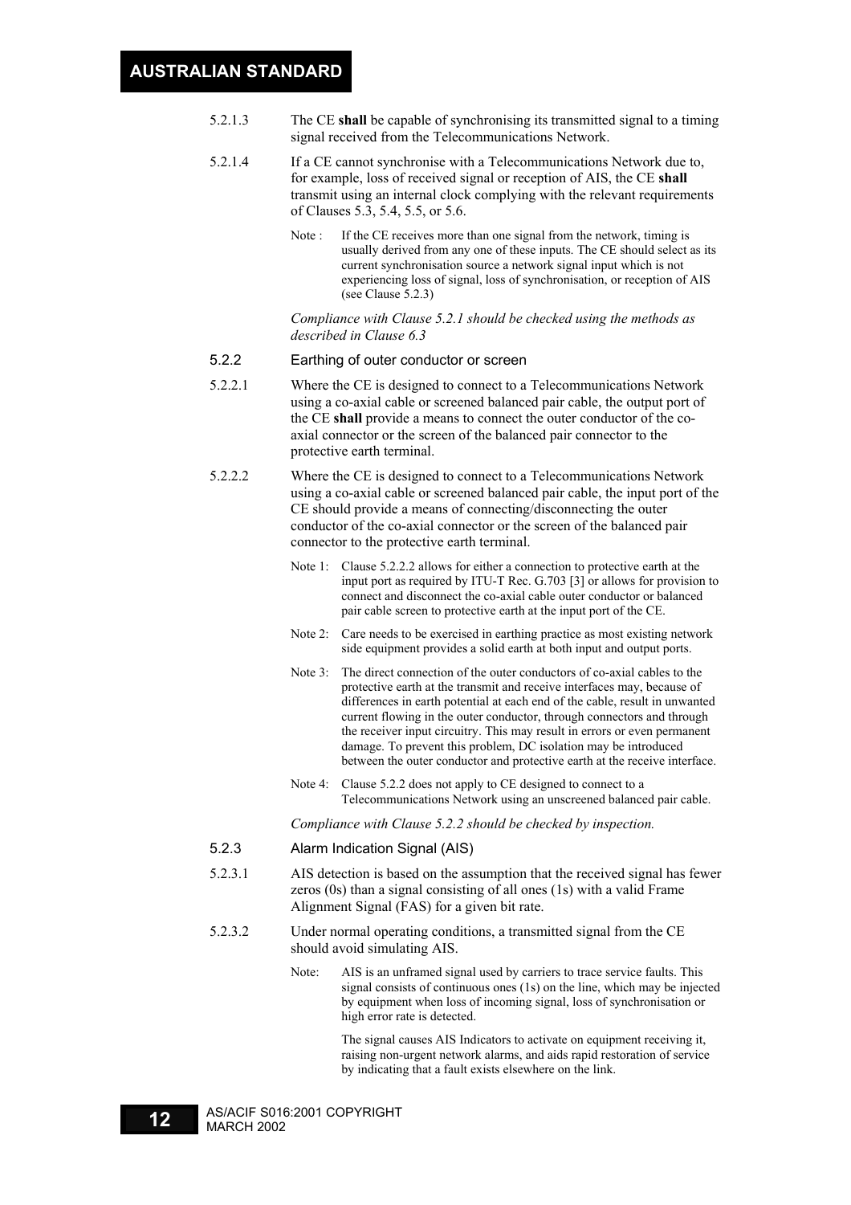5.2.1.3 The CE **shall** be capable of synchronising its transmitted signal to a timing signal received from the Telecommunications Network.

5.2.1.4 If a CE cannot synchronise with a Telecommunications Network due to, for example, loss of received signal or reception of AIS, the CE **shall** transmit using an internal clock complying with the relevant requirements of Clauses 5.3, 5.4, 5.5, or 5.6.

Note : If the CE receives more than one signal from the network, timing is usually derived from any one of these inputs. The CE should select as its current synchronisation source a network signal input which is not experiencing loss of signal, loss of synchronisation, or reception of AIS (see Clause 5.2.3)

*Compliance with Clause 5.2.1 should be checked using the methods as described in Clause 6.3*

### 5.2.2 Earthing of outer conductor or screen

5.2.2.1 Where the CE is designed to connect to a Telecommunications Network using a co-axial cable or screened balanced pair cable, the output port of the CE **shall** provide a means to connect the outer conductor of the co-axial connector or the screen of the balanced pair connector to the protective earth terminal.

5.2.2.2 Where the CE is designed to connect to a Telecommunications Network using a co-axial cable or screened balanced pair cable, the input port of the CE should provide a means of connecting/disconnecting the outer conductor of the co-axial connector or the screen of the balanced pair connector to the protective earth terminal.

Note 1: Clause 5.2.2.2 allows for either a connection to protective earth at the input port as required by ITU-T Rec. G.703 [3] or allows for provision to connect and disconnect the co-axial cable outer conductor or balanced pair cable screen to protective earth at the input port of the CE.

Note 2: Care needs to be exercised in earthing practice as most existing network side equipment provides a solid earth at both input and output ports.

Note 3: The direct connection of the outer conductors of co-axial cables to the protective earth at the transmit and receive interfaces may, because of differences in earth potential at each end of the cable, result in unwanted current flowing in the outer conductor, through connectors and through the receiver input circuitry. This may result in errors or even permanent damage. To prevent this problem, DC isolation may be introduced between the outer conductor and protective earth at the receive interface.

Note 4: Clause 5.2.2 does not apply to CE designed to connect to a Telecommunications Network using an unscreened balanced pair cable.

*Compliance with Clause 5.2.2 should be checked by inspection.*

### 5.2.3 Alarm Indication Signal (AIS)

5.2.3.1 AIS detection is based on the assumption that the received signal has fewer zeros (0s) than a signal consisting of all ones (1s) with a valid Frame Alignment Signal (FAS) for a given bit rate.

5.2.3.2 Under normal operating conditions, a transmitted signal from the CE should avoid simulating AIS.

Note: AIS is an unframed signal used by carriers to trace service faults. This signal consists of continuous ones (1s) on the line, which may be injected by equipment when loss of incoming signal, loss of synchronisation or high error rate is detected.

The signal causes AIS Indicators to activate on equipment receiving it, raising non-urgent network alarms, and aids rapid restoration of service by indicating that a fault exists elsewhere on the link.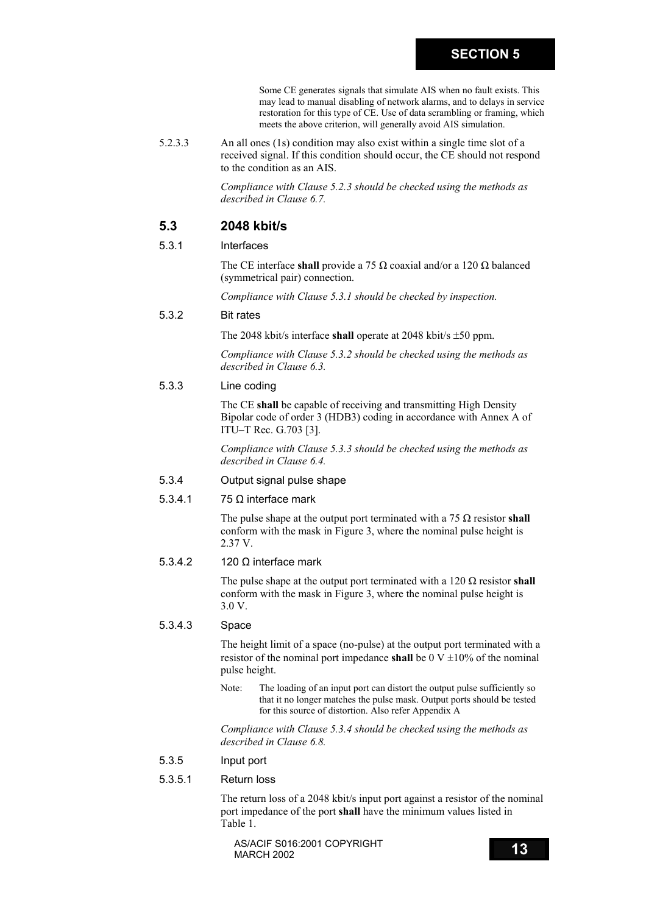Some CE generates signals that simulate AIS when no fault exists. This may lead to manual disabling of network alarms, and to delays in service restoration for this type of CE. Use of data scrambling or framing, which meets the above criterion, will generally avoid AIS simulation.

5.2.3.3 An all ones (1s) condition may also exist within a single time slot of a received signal. If this condition should occur, the CE should not respond to the condition as an AIS.

*Compliance with Clause 5.2.3 should be checked using the methods as described in Clause 6.7.*

## 5.3 2048 kbit/s

### 5.3.1 Interfaces

The CE interface **shall** provide a 75 Ω coaxial and/or a 120 Ω balanced (symmetrical pair) connection.

*Compliance with Clause 5.3.1 should be checked by inspection.*

### 5.3.2 Bit rates

The 2048 kbit/s interface **shall** operate at 2048 kbit/s ±50 ppm.

*Compliance with Clause 5.3.2 should be checked using the methods as described in Clause 6.3.*

### 5.3.3 Line coding

The CE **shall** be capable of receiving and transmitting High Density Bipolar code of order 3 (HDB3) coding in accordance with Annex A of ITU–T Rec. G.703 [3].

*Compliance with Clause 5.3.3 should be checked using the methods as described in Clause 6.4.*

### 5.3.4 Output signal pulse shape

#### 5.3.4.1 75 Ω interface mark

The pulse shape at the output port terminated with a 75 Ω resistor **shall** conform with the mask in Figure 3, where the nominal pulse height is 2.37 V.

#### 5.3.4.2 120 Ω interface mark

The pulse shape at the output port terminated with a 120 Ω resistor **shall** conform with the mask in Figure 3, where the nominal pulse height is 3.0 V.

#### 5.3.4.3 Space

The height limit of a space (no-pulse) at the output port terminated with a resistor of the nominal port impedance **shall** be 0 V ±10% of the nominal pulse height.

Note: The loading of an input port can distort the output pulse sufficiently so that it no longer matches the pulse mask. Output ports should be tested for this source of distortion. Also refer Appendix A

*Compliance with Clause 5.3.4 should be checked using the methods as described in Clause 6.8.*

### 5.3.5 Input port

#### 5.3.5.1 Return loss

The return loss of a 2048 kbit/s input port against a resistor of the nominal port impedance of the port **shall** have the minimum values listed in Table 1.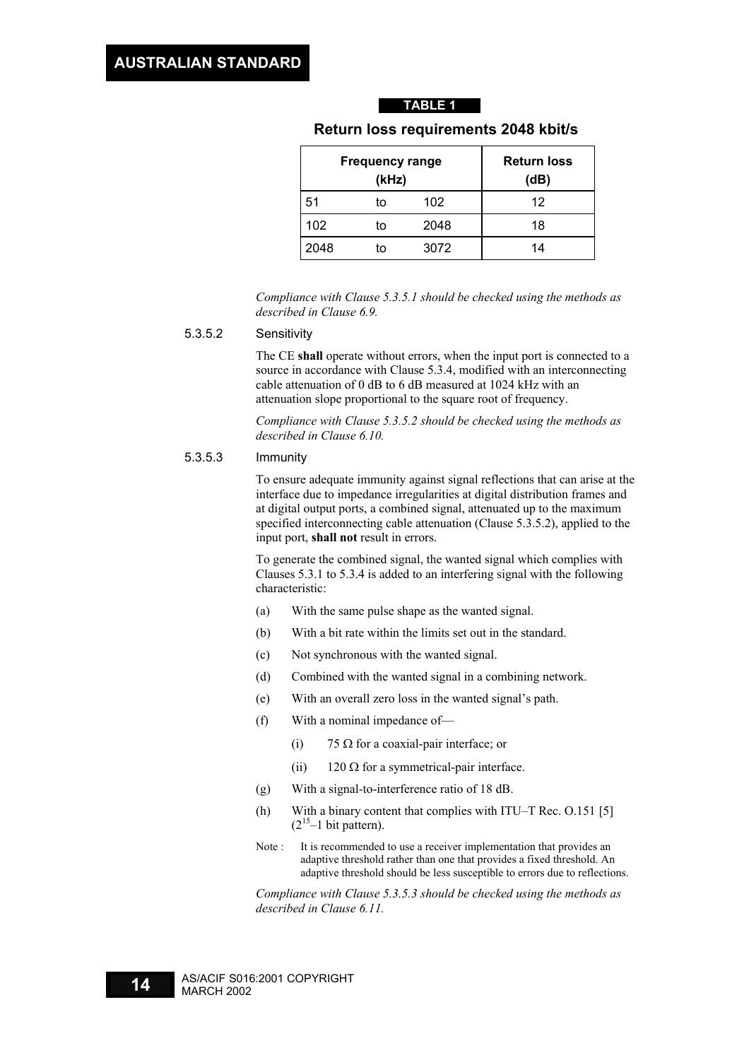**TABLE 1**

**Return loss requirements 2048 kbit/s**

| Frequency range (kHz) | | | Return loss (dB) |
|---|---|---|---|
| 51 | to | 102 | 12 |
| 102 | to | 2048 | 18 |
| 2048 | to | 3072 | 14 |

*Compliance with Clause 5.3.5.1 should be checked using the methods as described in Clause 6.9.*

5.3.5.2 Sensitivity

The CE **shall** operate without errors, when the input port is connected to a source in accordance with Clause 5.3.4, modified with an interconnecting cable attenuation of 0 dB to 6 dB measured at 1024 kHz with an attenuation slope proportional to the square root of frequency.

*Compliance with Clause 5.3.5.2 should be checked using the methods as described in Clause 6.10.*

5.3.5.3 Immunity

To ensure adequate immunity against signal reflections that can arise at the interface due to impedance irregularities at digital distribution frames and at digital output ports, a combined signal, attenuated up to the maximum specified interconnecting cable attenuation (Clause 5.3.5.2), applied to the input port, **shall not** result in errors.

To generate the combined signal, the wanted signal which complies with Clauses 5.3.1 to 5.3.4 is added to an interfering signal with the following characteristic:

(a) With the same pulse shape as the wanted signal.

(b) With a bit rate within the limits set out in the standard.

(c) Not synchronous with the wanted signal.

(d) Combined with the wanted signal in a combining network.

(e) With an overall zero loss in the wanted signal's path.

(f) With a nominal impedance of—

  (i) 75 Ω for a coaxial-pair interface; or

  (ii) 120 Ω for a symmetrical-pair interface.

(g) With a signal-to-interference ratio of 18 dB.

(h) With a binary content that complies with ITU–T Rec. O.151 [5] ($2^{15}$–1 bit pattern).

Note : It is recommended to use a receiver implementation that provides an adaptive threshold rather than one that provides a fixed threshold. An adaptive threshold should be less susceptible to errors due to reflections.

*Compliance with Clause 5.3.5.3 should be checked using the methods as described in Clause 6.11.*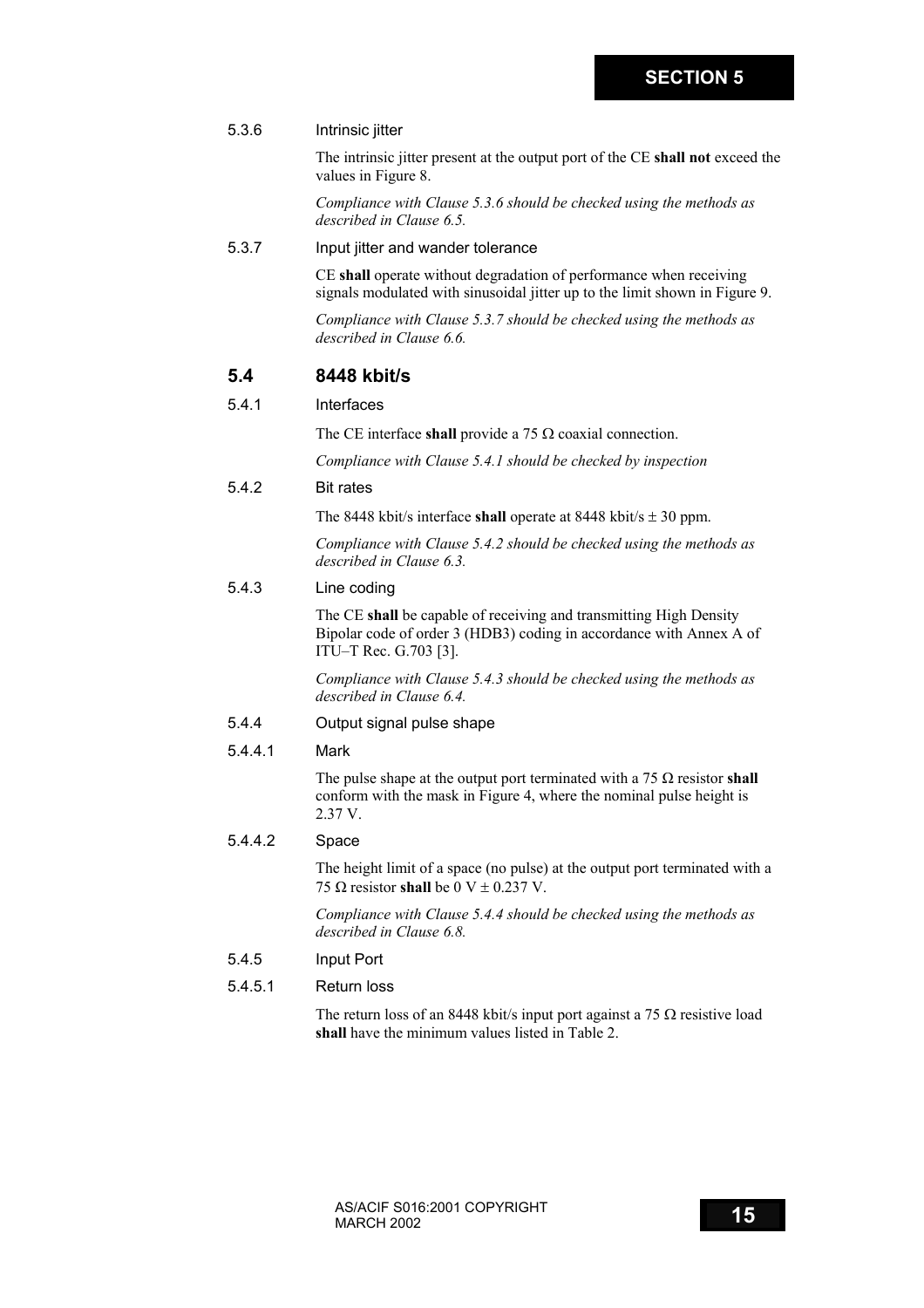#### 5.3.6 Intrinsic jitter

The intrinsic jitter present at the output port of the CE **shall not** exceed the values in Figure 8.

*Compliance with Clause 5.3.6 should be checked using the methods as described in Clause 6.5.*

#### 5.3.7 Input jitter and wander tolerance

CE **shall** operate without degradation of performance when receiving signals modulated with sinusoidal jitter up to the limit shown in Figure 9.

*Compliance with Clause 5.3.7 should be checked using the methods as described in Clause 6.6.*

## 5.4 8448 kbit/s

#### 5.4.1 Interfaces

The CE interface **shall** provide a 75 Ω coaxial connection.

*Compliance with Clause 5.4.1 should be checked by inspection*

#### 5.4.2 Bit rates

The 8448 kbit/s interface **shall** operate at 8448 kbit/s ± 30 ppm.

*Compliance with Clause 5.4.2 should be checked using the methods as described in Clause 6.3.*

#### 5.4.3 Line coding

The CE **shall** be capable of receiving and transmitting High Density Bipolar code of order 3 (HDB3) coding in accordance with Annex A of ITU–T Rec. G.703 [3].

*Compliance with Clause 5.4.3 should be checked using the methods as described in Clause 6.4.*

#### 5.4.4 Output signal pulse shape

##### 5.4.4.1 Mark

The pulse shape at the output port terminated with a 75 Ω resistor **shall** conform with the mask in Figure 4, where the nominal pulse height is 2.37 V.

##### 5.4.4.2 Space

The height limit of a space (no pulse) at the output port terminated with a 75 Ω resistor **shall** be 0 V ± 0.237 V.

*Compliance with Clause 5.4.4 should be checked using the methods as described in Clause 6.8.*

#### 5.4.5 Input Port

##### 5.4.5.1 Return loss

The return loss of an 8448 kbit/s input port against a 75 Ω resistive load **shall** have the minimum values listed in Table 2.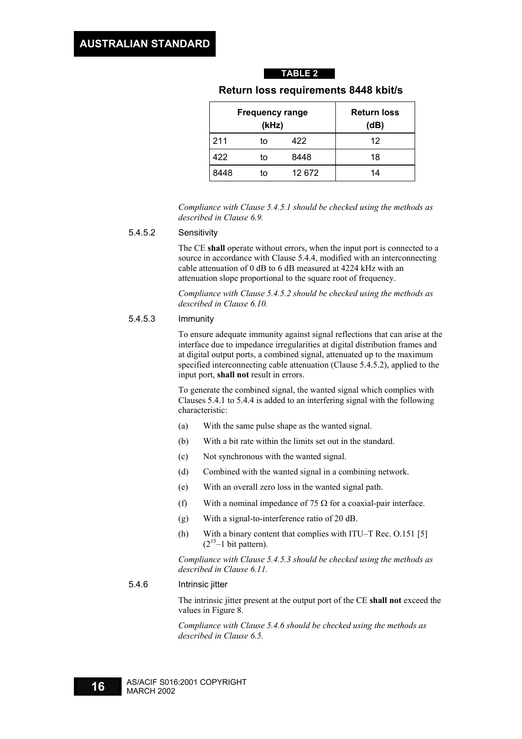**TABLE 2**

**Return loss requirements 8448 kbit/s**

| Frequency range (kHz) | | | Return loss (dB) |
|---|---|---|---|
| 211 | to | 422 | 12 |
| 422 | to | 8448 | 18 |
| 8448 | to | 12 672 | 14 |

*Compliance with Clause 5.4.5.1 should be checked using the methods as described in Clause 6.9.*

#### 5.4.5.2 Sensitivity

The CE **shall** operate without errors, when the input port is connected to a source in accordance with Clause 5.4.4, modified with an interconnecting cable attenuation of 0 dB to 6 dB measured at 4224 kHz with an attenuation slope proportional to the square root of frequency.

*Compliance with Clause 5.4.5.2 should be checked using the methods as described in Clause 6.10.*

#### 5.4.5.3 Immunity

To ensure adequate immunity against signal reflections that can arise at the interface due to impedance irregularities at digital distribution frames and at digital output ports, a combined signal, attenuated up to the maximum specified interconnecting cable attenuation (Clause 5.4.5.2), applied to the input port, **shall not** result in errors.

To generate the combined signal, the wanted signal which complies with Clauses 5.4.1 to 5.4.4 is added to an interfering signal with the following characteristic:

(a) With the same pulse shape as the wanted signal.

(b) With a bit rate within the limits set out in the standard.

(c) Not synchronous with the wanted signal.

(d) Combined with the wanted signal in a combining network.

(e) With an overall zero loss in the wanted signal path.

(f) With a nominal impedance of 75 Ω for a coaxial-pair interface.

(g) With a signal-to-interference ratio of 20 dB.

(h) With a binary content that complies with ITU–T Rec. O.151 [5] ($2^{15}$–1 bit pattern).

*Compliance with Clause 5.4.5.3 should be checked using the methods as described in Clause 6.11.*

### 5.4.6 Intrinsic jitter

The intrinsic jitter present at the output port of the CE **shall not** exceed the values in Figure 8.

*Compliance with Clause 5.4.6 should be checked using the methods as described in Clause 6.5.*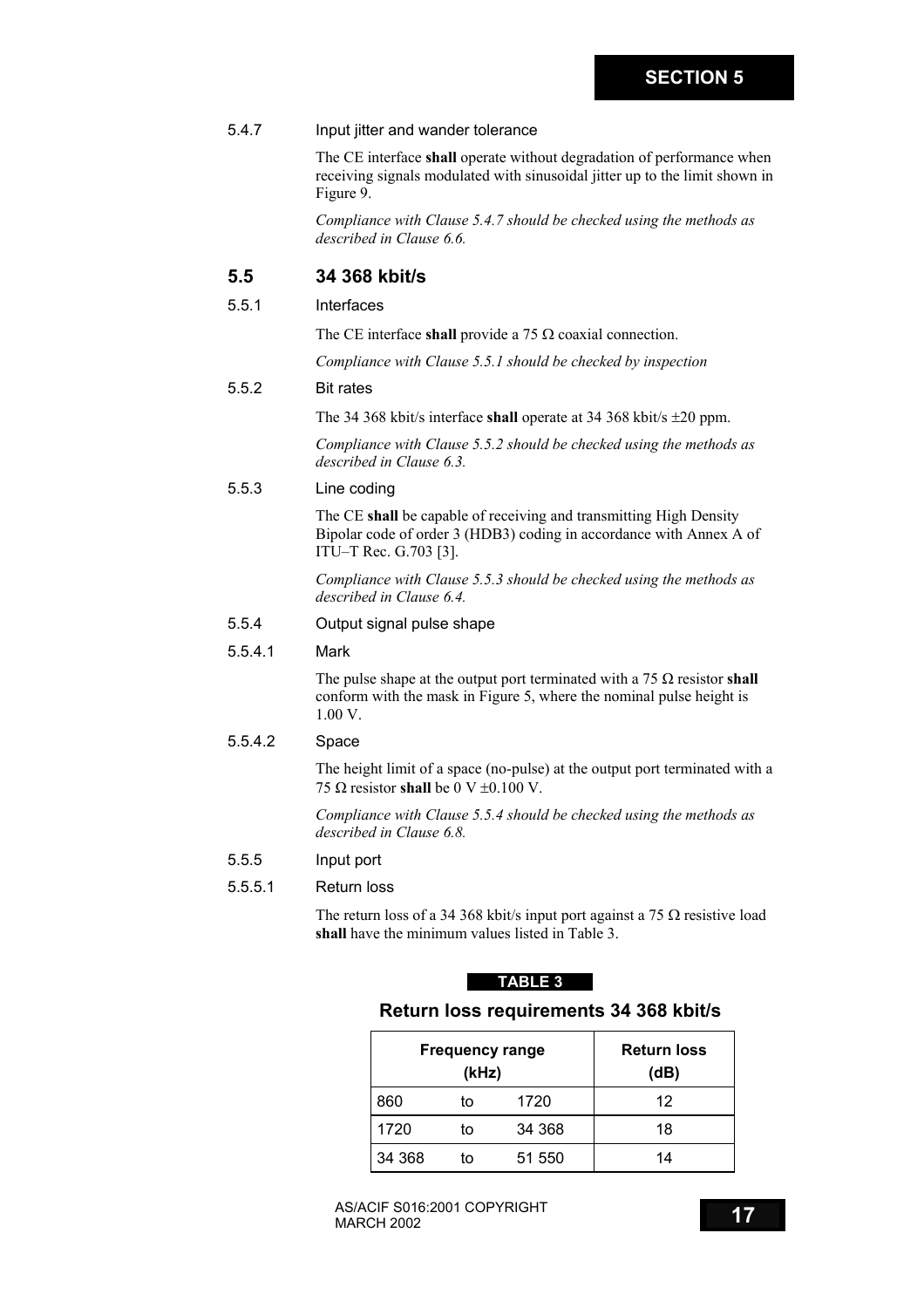5.4.7 Input jitter and wander tolerance

The CE interface **shall** operate without degradation of performance when receiving signals modulated with sinusoidal jitter up to the limit shown in Figure 9.

*Compliance with Clause 5.4.7 should be checked using the methods as described in Clause 6.6.*

## 5.5 34 368 kbit/s

5.5.1 Interfaces

The CE interface **shall** provide a 75 Ω coaxial connection.

*Compliance with Clause 5.5.1 should be checked by inspection*

5.5.2 Bit rates

The 34 368 kbit/s interface **shall** operate at 34 368 kbit/s ±20 ppm.

*Compliance with Clause 5.5.2 should be checked using the methods as described in Clause 6.3.*

5.5.3 Line coding

The CE **shall** be capable of receiving and transmitting High Density Bipolar code of order 3 (HDB3) coding in accordance with Annex A of ITU–T Rec. G.703 [3].

*Compliance with Clause 5.5.3 should be checked using the methods as described in Clause 6.4.*

5.5.4 Output signal pulse shape

5.5.4.1 Mark

The pulse shape at the output port terminated with a 75 Ω resistor **shall** conform with the mask in Figure 5, where the nominal pulse height is 1.00 V.

5.5.4.2 Space

The height limit of a space (no-pulse) at the output port terminated with a 75 Ω resistor **shall** be 0 V ±0.100 V.

*Compliance with Clause 5.5.4 should be checked using the methods as described in Clause 6.8.*

5.5.5 Input port

5.5.5.1 Return loss

The return loss of a 34 368 kbit/s input port against a 75 Ω resistive load **shall** have the minimum values listed in Table 3.

**TABLE 3**

**Return loss requirements 34 368 kbit/s**

| Frequency range (kHz) | | | Return loss (dB) |
|---|---|---|---|
| 860 | to | 1720 | 12 |
| 1720 | to | 34 368 | 18 |
| 34 368 | to | 51 550 | 14 |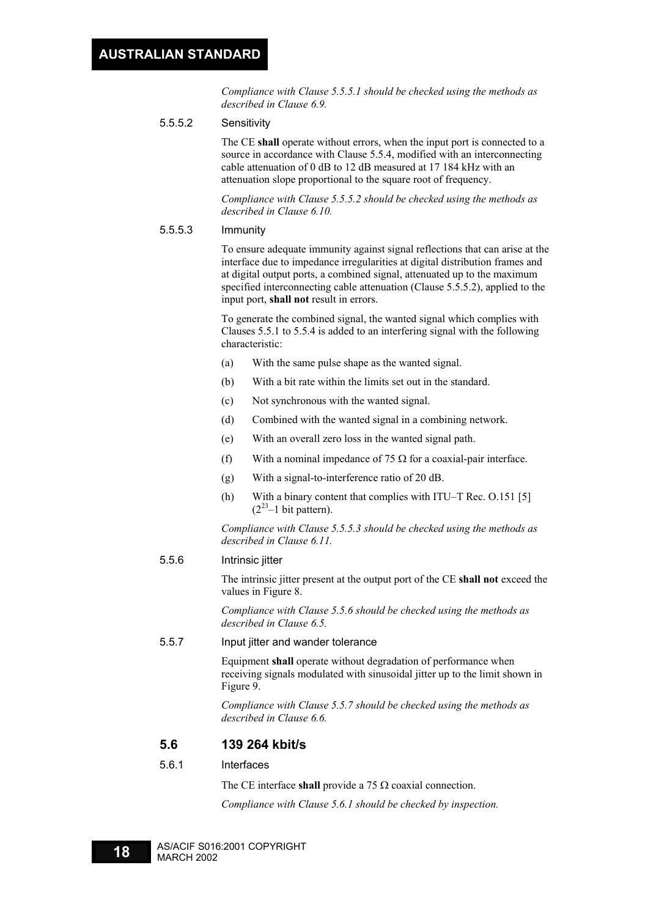*Compliance with Clause 5.5.5.1 should be checked using the methods as described in Clause 6.9.*

5.5.5.2 Sensitivity

The CE **shall** operate without errors, when the input port is connected to a source in accordance with Clause 5.5.4, modified with an interconnecting cable attenuation of 0 dB to 12 dB measured at 17 184 kHz with an attenuation slope proportional to the square root of frequency.

*Compliance with Clause 5.5.5.2 should be checked using the methods as described in Clause 6.10.*

5.5.5.3 Immunity

To ensure adequate immunity against signal reflections that can arise at the interface due to impedance irregularities at digital distribution frames and at digital output ports, a combined signal, attenuated up to the maximum specified interconnecting cable attenuation (Clause 5.5.5.2), applied to the input port, **shall not** result in errors.

To generate the combined signal, the wanted signal which complies with Clauses 5.5.1 to 5.5.4 is added to an interfering signal with the following characteristic:

(a) With the same pulse shape as the wanted signal.

(b) With a bit rate within the limits set out in the standard.

(c) Not synchronous with the wanted signal.

(d) Combined with the wanted signal in a combining network.

(e) With an overall zero loss in the wanted signal path.

(f) With a nominal impedance of 75 Ω for a coaxial-pair interface.

(g) With a signal-to-interference ratio of 20 dB.

(h) With a binary content that complies with ITU–T Rec. O.151 [5] ($2^{23}$–1 bit pattern).

*Compliance with Clause 5.5.5.3 should be checked using the methods as described in Clause 6.11.*

5.5.6 Intrinsic jitter

The intrinsic jitter present at the output port of the CE **shall not** exceed the values in Figure 8.

*Compliance with Clause 5.5.6 should be checked using the methods as described in Clause 6.5.*

5.5.7 Input jitter and wander tolerance

Equipment **shall** operate without degradation of performance when receiving signals modulated with sinusoidal jitter up to the limit shown in Figure 9.

*Compliance with Clause 5.5.7 should be checked using the methods as described in Clause 6.6.*

## 5.6 139 264 kbit/s

5.6.1 Interfaces

The CE interface **shall** provide a 75 Ω coaxial connection.

*Compliance with Clause 5.6.1 should be checked by inspection.*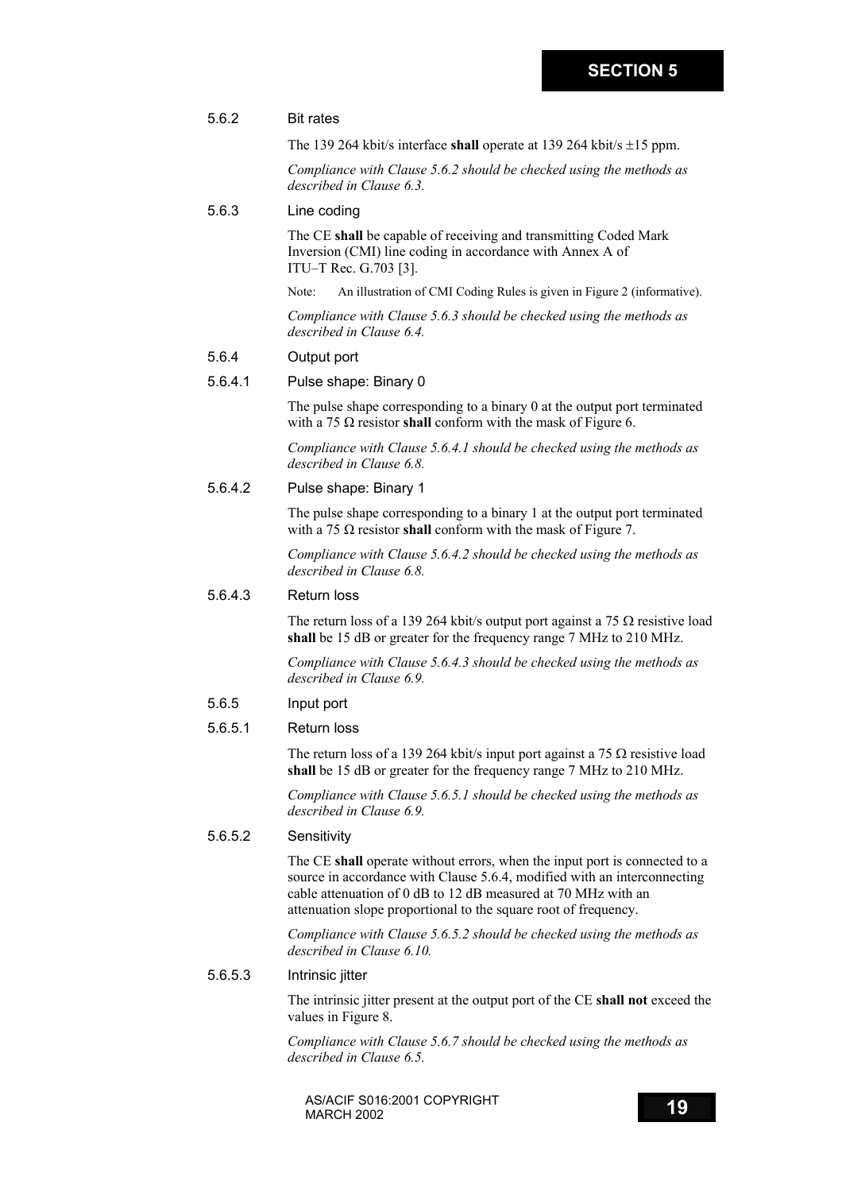#### 5.6.2 Bit rates

The 139 264 kbit/s interface **shall** operate at 139 264 kbit/s ±15 ppm.

*Compliance with Clause 5.6.2 should be checked using the methods as described in Clause 6.3.*

#### 5.6.3 Line coding

The CE **shall** be capable of receiving and transmitting Coded Mark Inversion (CMI) line coding in accordance with Annex A of ITU–T Rec. G.703 [3].

Note: An illustration of CMI Coding Rules is given in Figure 2 (informative).

*Compliance with Clause 5.6.3 should be checked using the methods as described in Clause 6.4.*

#### 5.6.4 Output port

##### 5.6.4.1 Pulse shape: Binary 0

The pulse shape corresponding to a binary 0 at the output port terminated with a 75 Ω resistor **shall** conform with the mask of Figure 6.

*Compliance with Clause 5.6.4.1 should be checked using the methods as described in Clause 6.8.*

##### 5.6.4.2 Pulse shape: Binary 1

The pulse shape corresponding to a binary 1 at the output port terminated with a 75 Ω resistor **shall** conform with the mask of Figure 7.

*Compliance with Clause 5.6.4.2 should be checked using the methods as described in Clause 6.8.*

##### 5.6.4.3 Return loss

The return loss of a 139 264 kbit/s output port against a 75 Ω resistive load **shall** be 15 dB or greater for the frequency range 7 MHz to 210 MHz.

*Compliance with Clause 5.6.4.3 should be checked using the methods as described in Clause 6.9.*

#### 5.6.5 Input port

##### 5.6.5.1 Return loss

The return loss of a 139 264 kbit/s input port against a 75 Ω resistive load **shall** be 15 dB or greater for the frequency range 7 MHz to 210 MHz.

*Compliance with Clause 5.6.5.1 should be checked using the methods as described in Clause 6.9.*

##### 5.6.5.2 Sensitivity

The CE **shall** operate without errors, when the input port is connected to a source in accordance with Clause 5.6.4, modified with an interconnecting cable attenuation of 0 dB to 12 dB measured at 70 MHz with an attenuation slope proportional to the square root of frequency.

*Compliance with Clause 5.6.5.2 should be checked using the methods as described in Clause 6.10.*

##### 5.6.5.3 Intrinsic jitter

The intrinsic jitter present at the output port of the CE **shall not** exceed the values in Figure 8.

*Compliance with Clause 5.6.7 should be checked using the methods as described in Clause 6.5.*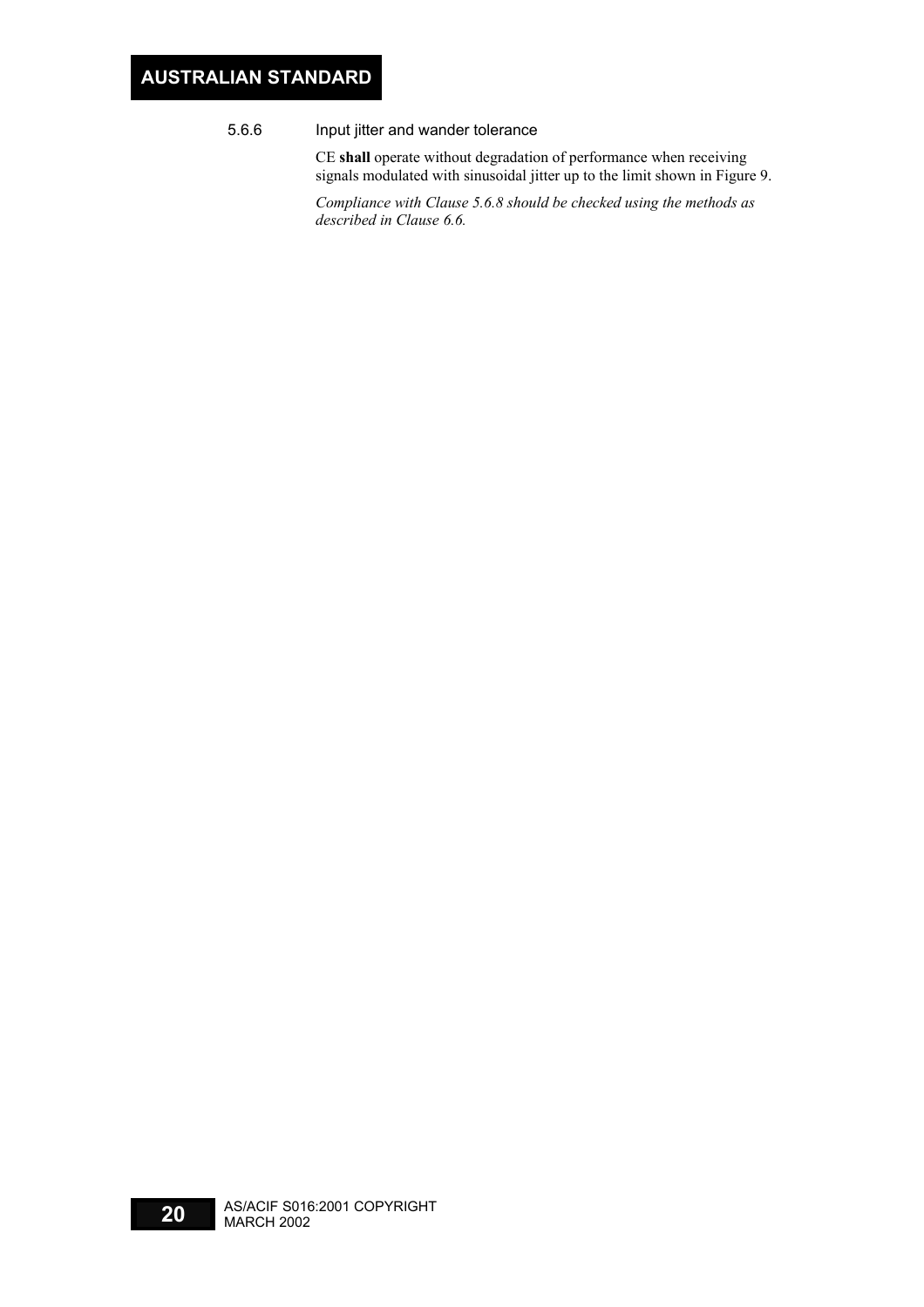### 5.6.6 Input jitter and wander tolerance

CE **shall** operate without degradation of performance when receiving signals modulated with sinusoidal jitter up to the limit shown in Figure 9.

*Compliance with Clause 5.6.8 should be checked using the methods as described in Clause 6.6.*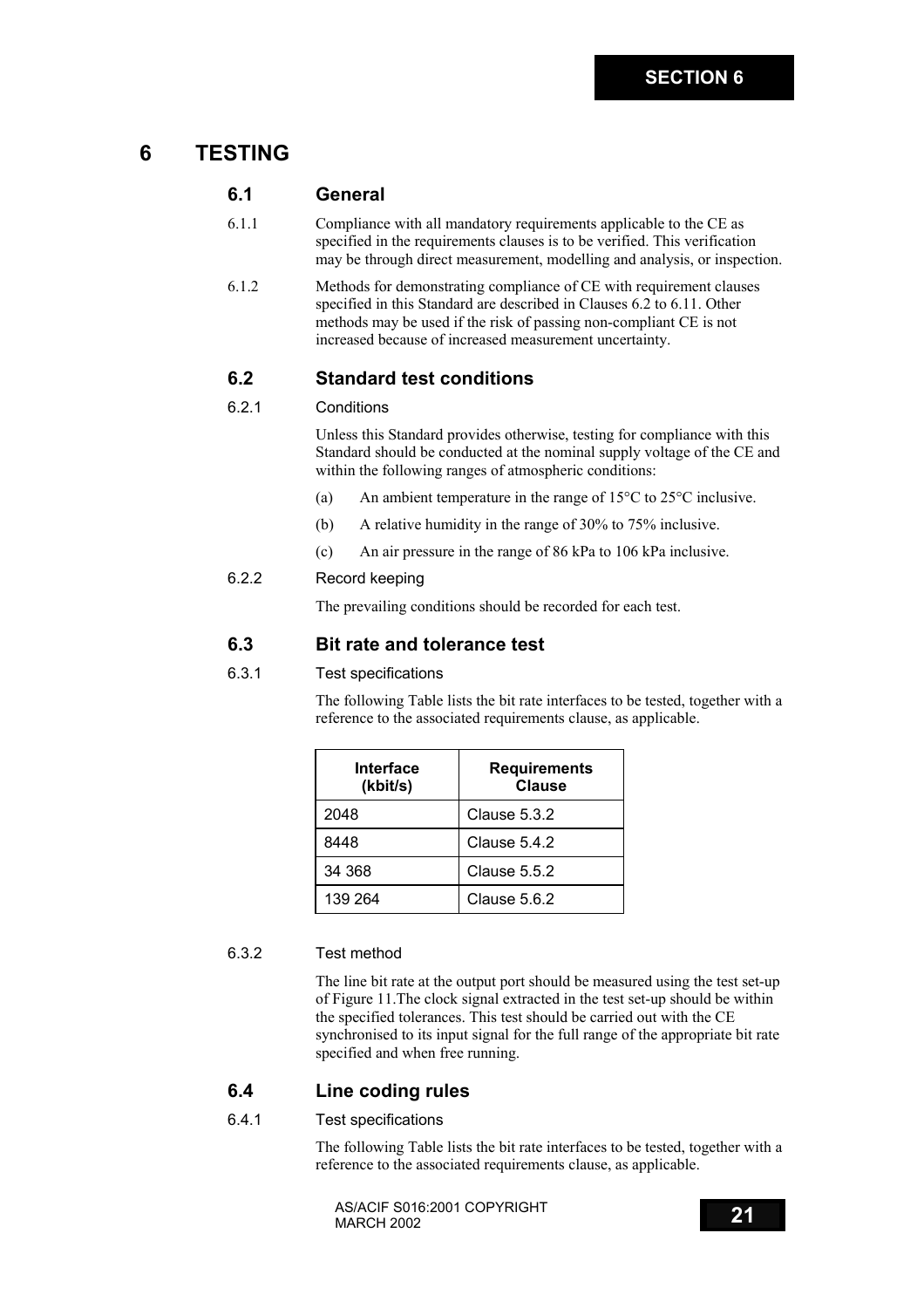# 6 TESTING

## 6.1 General

6.1.1 Compliance with all mandatory requirements applicable to the CE as specified in the requirements clauses is to be verified. This verification may be through direct measurement, modelling and analysis, or inspection.

6.1.2 Methods for demonstrating compliance of CE with requirement clauses specified in this Standard are described in Clauses 6.2 to 6.11. Other methods may be used if the risk of passing non-compliant CE is not increased because of increased measurement uncertainty.

## 6.2 Standard test conditions

### 6.2.1 Conditions

Unless this Standard provides otherwise, testing for compliance with this Standard should be conducted at the nominal supply voltage of the CE and within the following ranges of atmospheric conditions:

(a) An ambient temperature in the range of 15°C to 25°C inclusive.

(b) A relative humidity in the range of 30% to 75% inclusive.

(c) An air pressure in the range of 86 kPa to 106 kPa inclusive.

### 6.2.2 Record keeping

The prevailing conditions should be recorded for each test.

## 6.3 Bit rate and tolerance test

### 6.3.1 Test specifications

The following Table lists the bit rate interfaces to be tested, together with a reference to the associated requirements clause, as applicable.

| Interface (kbit/s) | Requirements Clause |
|---|---|
| 2048 | Clause 5.3.2 |
| 8448 | Clause 5.4.2 |
| 34 368 | Clause 5.5.2 |
| 139 264 | Clause 5.6.2 |

### 6.3.2 Test method

The line bit rate at the output port should be measured using the test set-up of Figure 11.The clock signal extracted in the test set-up should be within the specified tolerances. This test should be carried out with the CE synchronised to its input signal for the full range of the appropriate bit rate specified and when free running.

## 6.4 Line coding rules

### 6.4.1 Test specifications

The following Table lists the bit rate interfaces to be tested, together with a reference to the associated requirements clause, as applicable.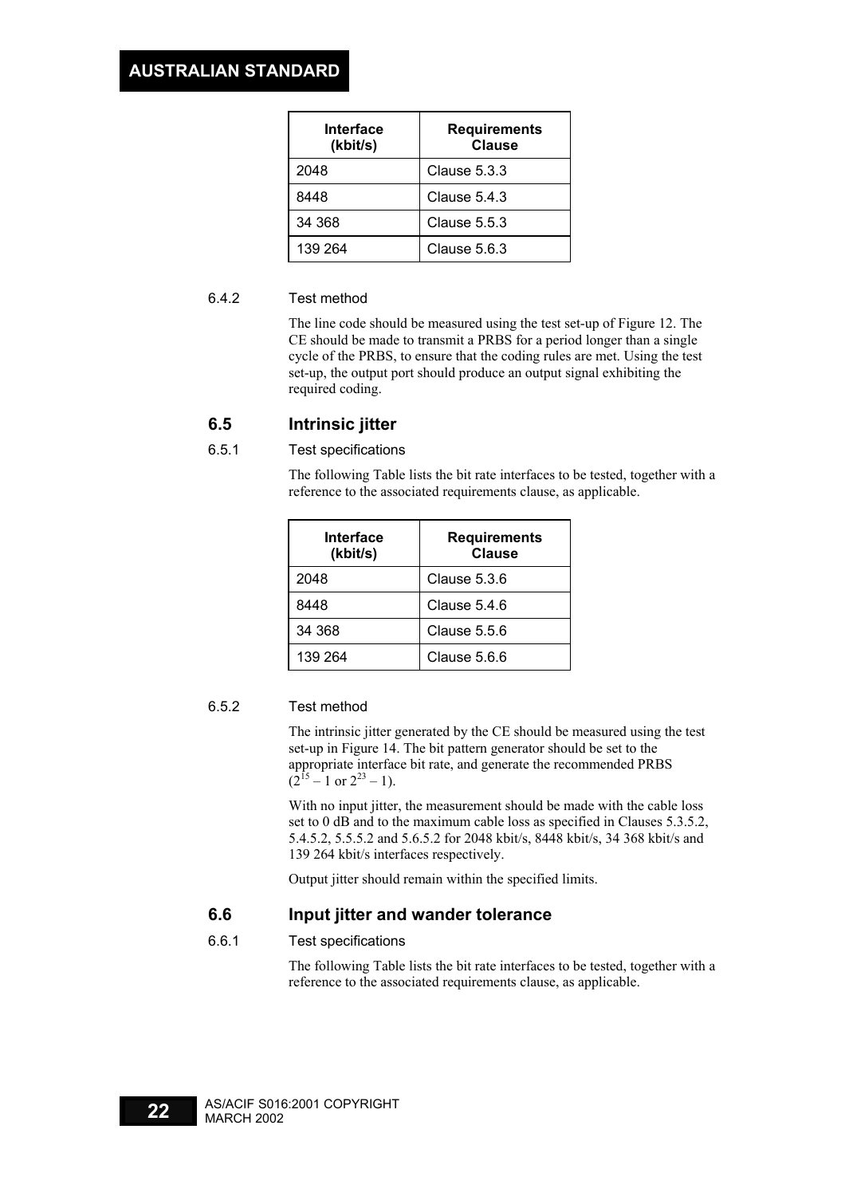| Interface (kbit/s) | Requirements Clause |
|---|---|
| 2048 | Clause 5.3.3 |
| 8448 | Clause 5.4.3 |
| 34 368 | Clause 5.5.3 |
| 139 264 | Clause 5.6.3 |

6.4.2 Test method

The line code should be measured using the test set-up of Figure 12. The CE should be made to transmit a PRBS for a period longer than a single cycle of the PRBS, to ensure that the coding rules are met. Using the test set-up, the output port should produce an output signal exhibiting the required coding.

## 6.5 Intrinsic jitter

6.5.1 Test specifications

The following Table lists the bit rate interfaces to be tested, together with a reference to the associated requirements clause, as applicable.

| Interface (kbit/s) | Requirements Clause |
|---|---|
| 2048 | Clause 5.3.6 |
| 8448 | Clause 5.4.6 |
| 34 368 | Clause 5.5.6 |
| 139 264 | Clause 5.6.6 |

6.5.2 Test method

The intrinsic jitter generated by the CE should be measured using the test set-up in Figure 14. The bit pattern generator should be set to the appropriate interface bit rate, and generate the recommended PRBS ($2^{15} – 1$ or $2^{23} – 1$).

With no input jitter, the measurement should be made with the cable loss set to 0 dB and to the maximum cable loss as specified in Clauses 5.3.5.2, 5.4.5.2, 5.5.5.2 and 5.6.5.2 for 2048 kbit/s, 8448 kbit/s, 34 368 kbit/s and 139 264 kbit/s interfaces respectively.

Output jitter should remain within the specified limits.

## 6.6 Input jitter and wander tolerance

6.6.1 Test specifications

The following Table lists the bit rate interfaces to be tested, together with a reference to the associated requirements clause, as applicable.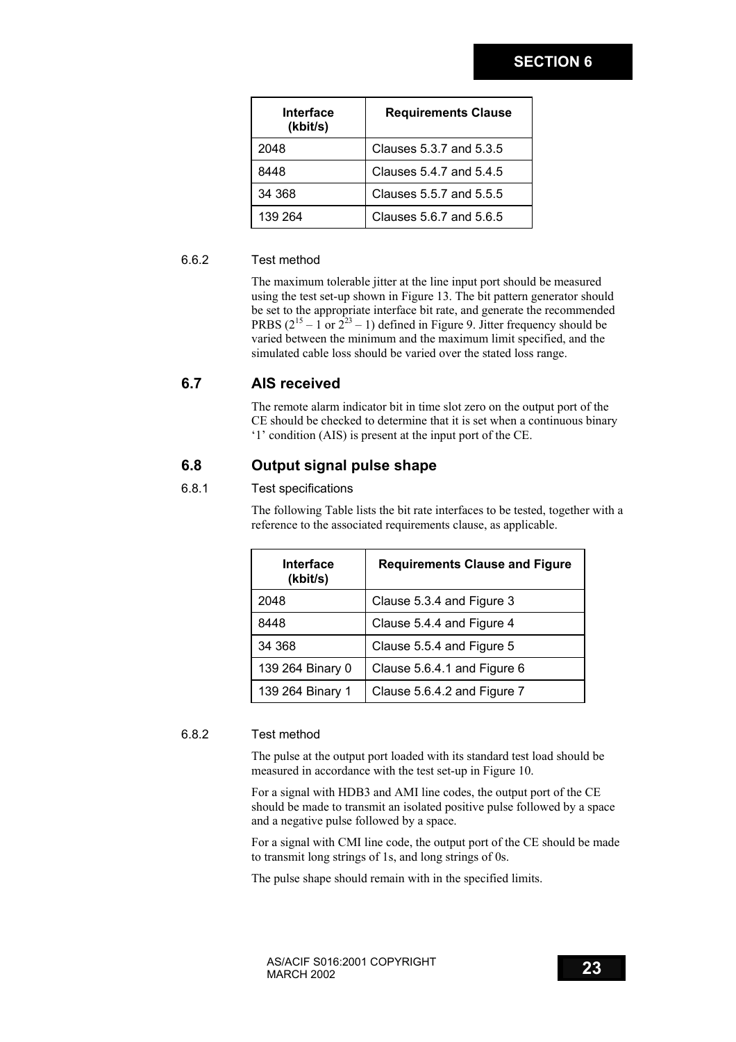| Interface (kbit/s) | Requirements Clause |
|---|---|
| 2048 | Clauses 5.3.7 and 5.3.5 |
| 8448 | Clauses 5.4.7 and 5.4.5 |
| 34 368 | Clauses 5.5.7 and 5.5.5 |
| 139 264 | Clauses 5.6.7 and 5.6.5 |

6.6.2 Test method

The maximum tolerable jitter at the line input port should be measured using the test set-up shown in Figure 13. The bit pattern generator should be set to the appropriate interface bit rate, and generate the recommended PRBS ($2^{15} – 1$ or $2^{23} – 1$) defined in Figure 9. Jitter frequency should be varied between the minimum and the maximum limit specified, and the simulated cable loss should be varied over the stated loss range.

## 6.7 AIS received

The remote alarm indicator bit in time slot zero on the output port of the CE should be checked to determine that it is set when a continuous binary '1' condition (AIS) is present at the input port of the CE.

## 6.8 Output signal pulse shape

6.8.1 Test specifications

The following Table lists the bit rate interfaces to be tested, together with a reference to the associated requirements clause, as applicable.

| Interface (kbit/s) | Requirements Clause and Figure |
|---|---|
| 2048 | Clause 5.3.4 and Figure 3 |
| 8448 | Clause 5.4.4 and Figure 4 |
| 34 368 | Clause 5.5.4 and Figure 5 |
| 139 264 Binary 0 | Clause 5.6.4.1 and Figure 6 |
| 139 264 Binary 1 | Clause 5.6.4.2 and Figure 7 |

6.8.2 Test method

The pulse at the output port loaded with its standard test load should be measured in accordance with the test set-up in Figure 10.

For a signal with HDB3 and AMI line codes, the output port of the CE should be made to transmit an isolated positive pulse followed by a space and a negative pulse followed by a space.

For a signal with CMI line code, the output port of the CE should be made to transmit long strings of 1s, and long strings of 0s.

The pulse shape should remain with in the specified limits.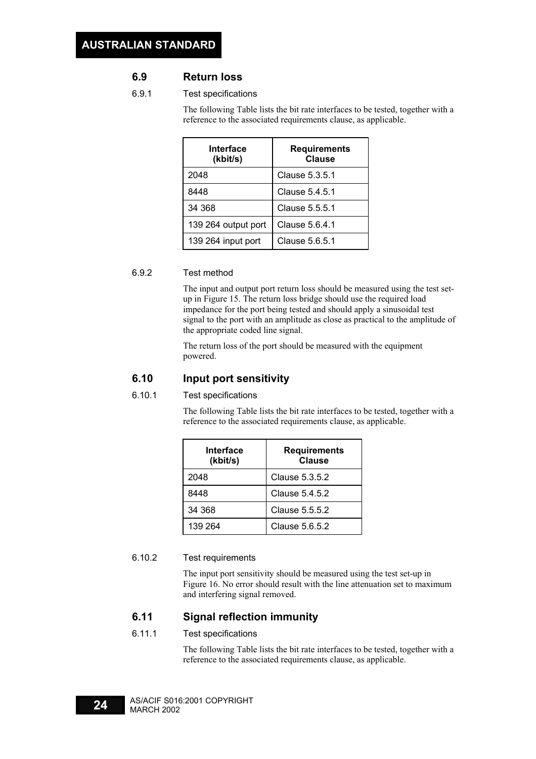## 6.9 Return loss

6.9.1 Test specifications

The following Table lists the bit rate interfaces to be tested, together with a reference to the associated requirements clause, as applicable.

| Interface (kbit/s) | Requirements Clause |
|---|---|
| 2048 | Clause 5.3.5.1 |
| 8448 | Clause 5.4.5.1 |
| 34 368 | Clause 5.5.5.1 |
| 139 264 output port | Clause 5.6.4.1 |
| 139 264 input port | Clause 5.6.5.1 |

6.9.2 Test method

The input and output port return loss should be measured using the test set-up in Figure 15. The return loss bridge should use the required load impedance for the port being tested and should apply a sinusoidal test signal to the port with an amplitude as close as practical to the amplitude of the appropriate coded line signal.

The return loss of the port should be measured with the equipment powered.

## 6.10 Input port sensitivity

6.10.1 Test specifications

The following Table lists the bit rate interfaces to be tested, together with a reference to the associated requirements clause, as applicable.

| Interface (kbit/s) | Requirements Clause |
|---|---|
| 2048 | Clause 5.3.5.2 |
| 8448 | Clause 5.4.5.2 |
| 34 368 | Clause 5.5.5.2 |
| 139 264 | Clause 5.6.5.2 |

6.10.2 Test requirements

The input port sensitivity should be measured using the test set-up in Figure 16. No error should result with the line attenuation set to maximum and interfering signal removed.

## 6.11 Signal reflection immunity

6.11.1 Test specifications

The following Table lists the bit rate interfaces to be tested, together with a reference to the associated requirements clause, as applicable.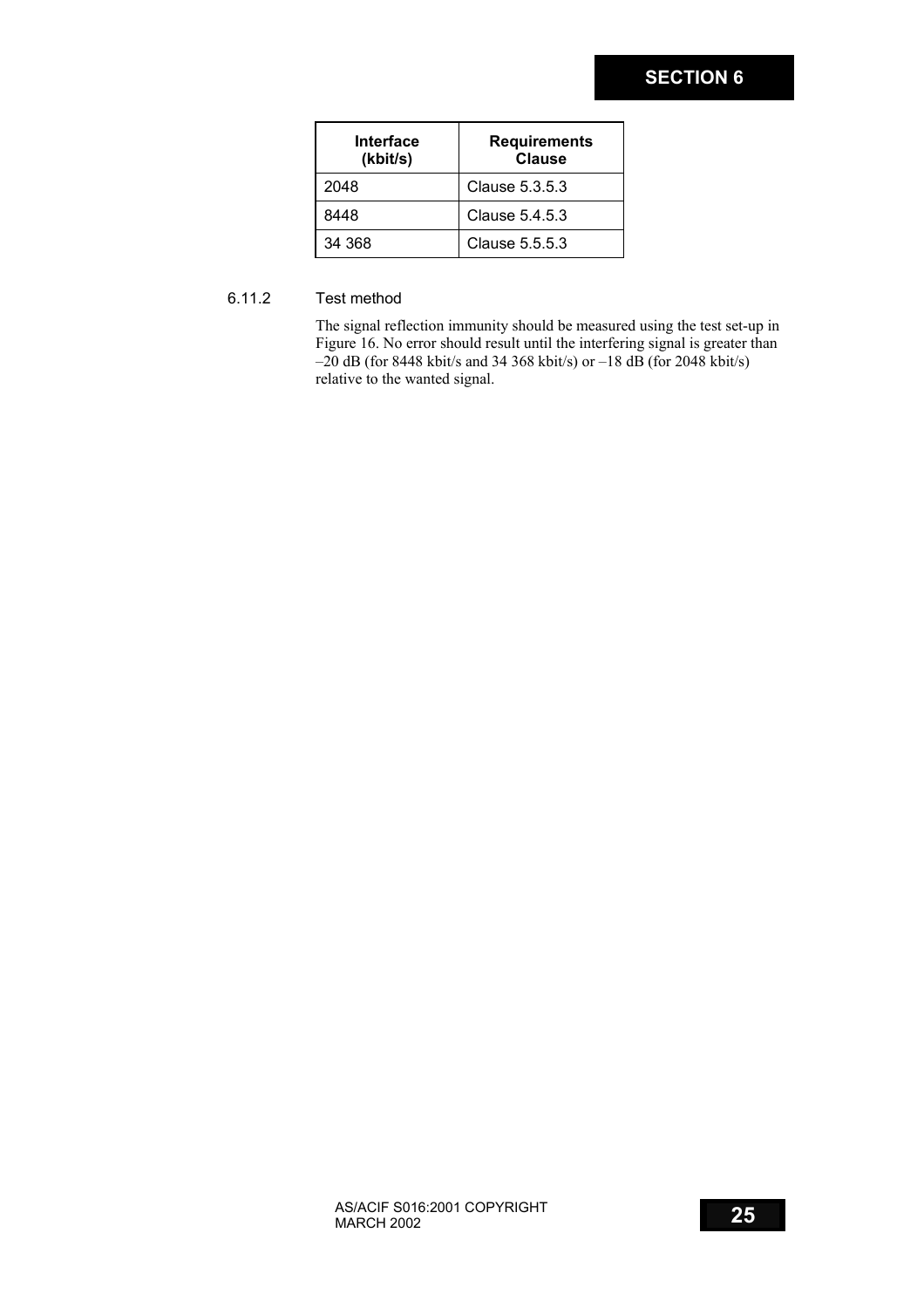| Interface (kbit/s) | Requirements Clause |
|---|---|
| 2048 | Clause 5.3.5.3 |
| 8448 | Clause 5.4.5.3 |
| 34 368 | Clause 5.5.5.3 |

### 6.11.2 Test method

The signal reflection immunity should be measured using the test set-up in Figure 16. No error should result until the interfering signal is greater than –20 dB (for 8448 kbit/s and 34 368 kbit/s) or –18 dB (for 2048 kbit/s) relative to the wanted signal.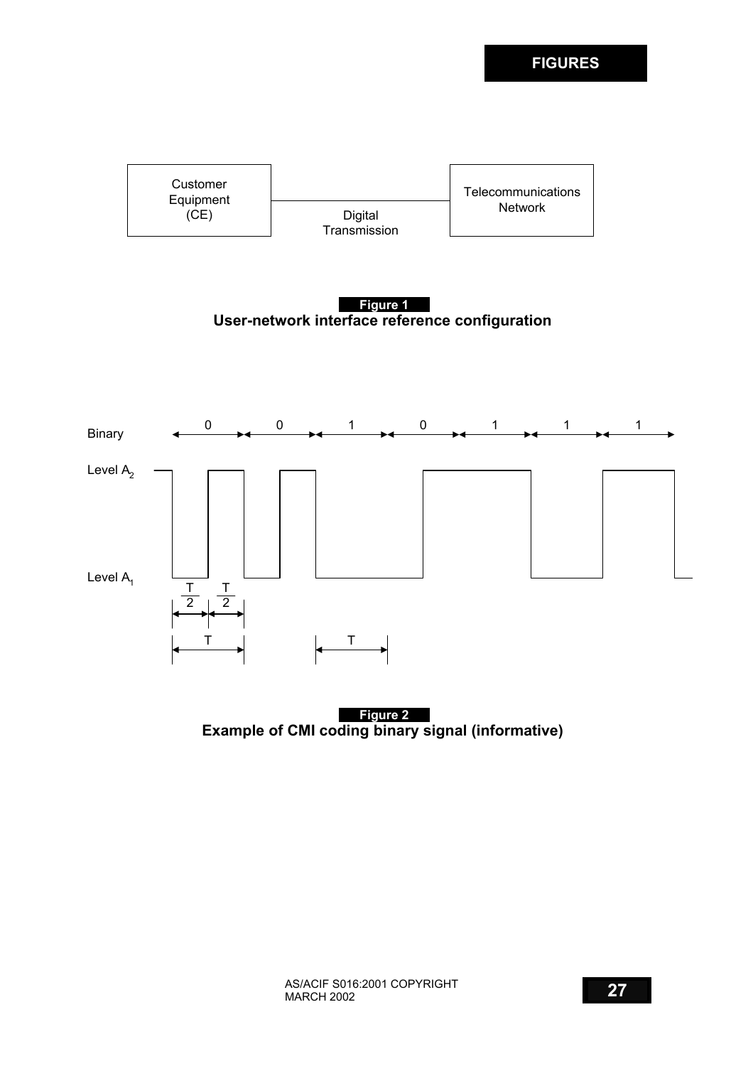# FIGURES

Customer Equipment (CE)

Digital Transmission

Telecommunications Network

**Figure 1**
**User-network interface reference configuration**

Binary 0 0 1 0 1 1 1

Level $A_2$

Level $A_1$

$\frac{T}{2}$ $\frac{T}{2}$

T T

**Figure 2**
**Example of CMI coding binary signal (informative)**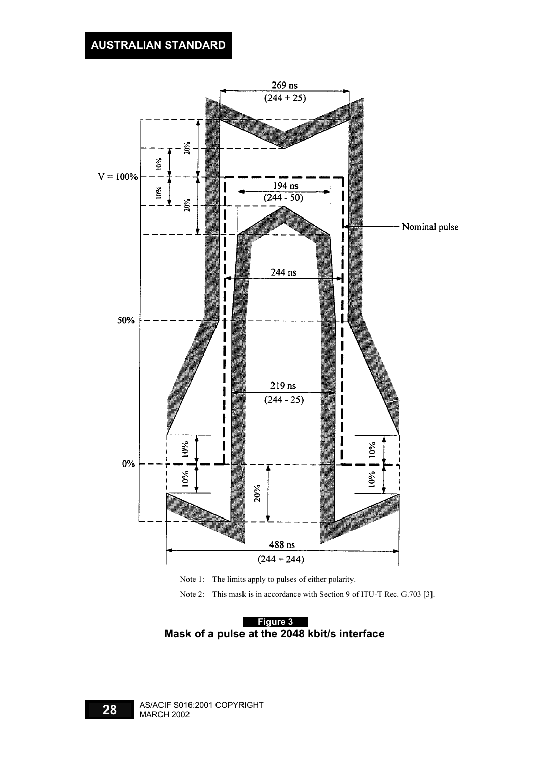Note 1: The limits apply to pulses of either polarity.

Note 2: This mask is in accordance with Section 9 of ITU-T Rec. G.703 [3].

**Figure 3**

**Mask of a pulse at the 2048 kbit/s interface**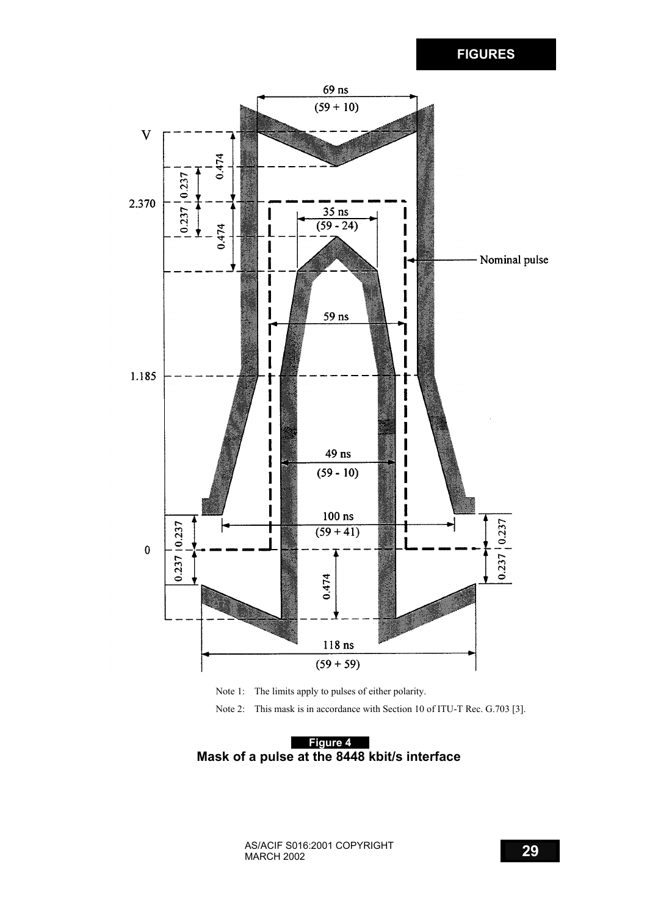Note 1: The limits apply to pulses of either polarity.

Note 2: This mask is in accordance with Section 10 of ITU-T Rec. G.703 [3].

**Figure 4**
**Mask of a pulse at the 8448 kbit/s interface**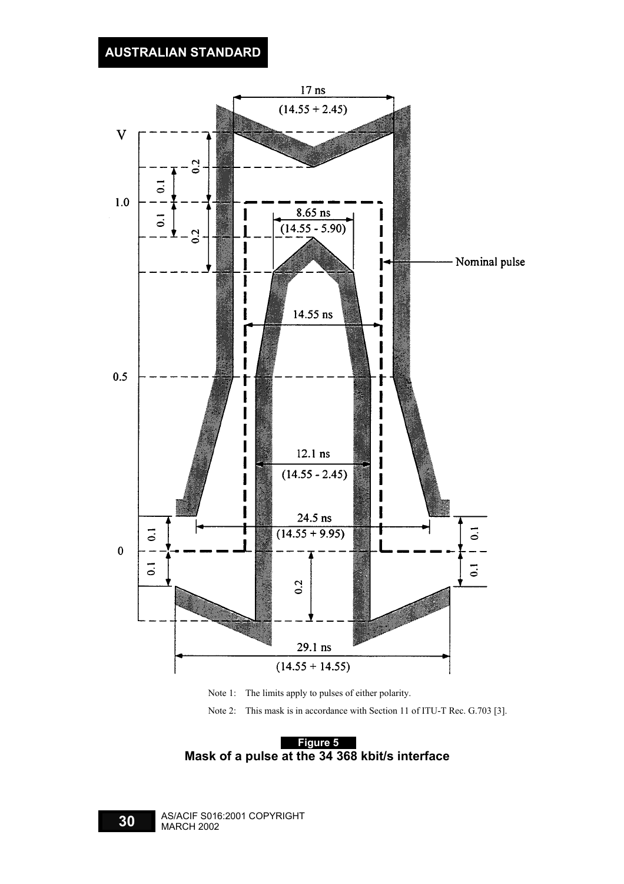Note 1: The limits apply to pulses of either polarity.

Note 2: This mask is in accordance with Section 11 of ITU-T Rec. G.703 [3].

**Figure 5**

**Mask of a pulse at the 34 368 kbit/s interface**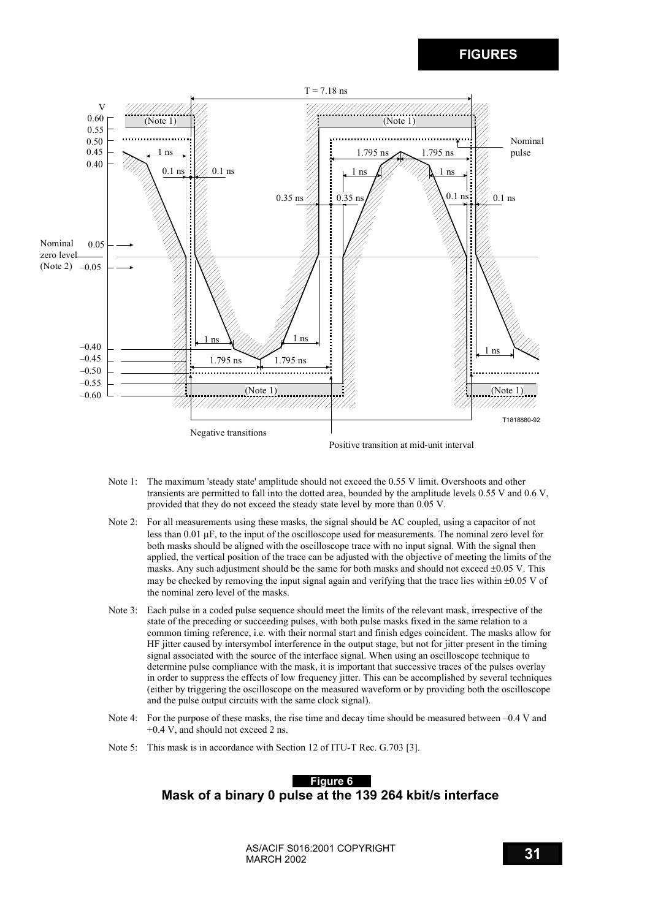Note 1: The maximum 'steady state' amplitude should not exceed the 0.55 V limit. Overshoots and other transients are permitted to fall into the dotted area, bounded by the amplitude levels 0.55 V and 0.6 V, provided that they do not exceed the steady state level by more than 0.05 V.

Note 2: For all measurements using these masks, the signal should be AC coupled, using a capacitor of not less than 0.01 µF, to the input of the oscilloscope used for measurements. The nominal zero level for both masks should be aligned with the oscilloscope trace with no input signal. With the signal then applied, the vertical position of the trace can be adjusted with the objective of meeting the limits of the masks. Any such adjustment should be the same for both masks and should not exceed ±0.05 V. This may be checked by removing the input signal again and verifying that the trace lies within ±0.05 V of the nominal zero level of the masks.

Note 3: Each pulse in a coded pulse sequence should meet the limits of the relevant mask, irrespective of the state of the preceding or succeeding pulses, with both pulse masks fixed in the same relation to a common timing reference, i.e. with their normal start and finish edges coincident. The masks allow for HF jitter caused by intersymbol interference in the output stage, but not for jitter present in the timing signal associated with the source of the interface signal. When using an oscilloscope technique to determine pulse compliance with the mask, it is important that successive traces of the pulses overlay in order to suppress the effects of low frequency jitter. This can be accomplished by several techniques (either by triggering the oscilloscope on the measured waveform or by providing both the oscilloscope and the pulse output circuits with the same clock signal).

Note 4: For the purpose of these masks, the rise time and decay time should be measured between –0.4 V and +0.4 V, and should not exceed 2 ns.

Note 5: This mask is in accordance with Section 12 of ITU-T Rec. G.703 [3].

**Figure 6**

**Mask of a binary 0 pulse at the 139 264 kbit/s interface**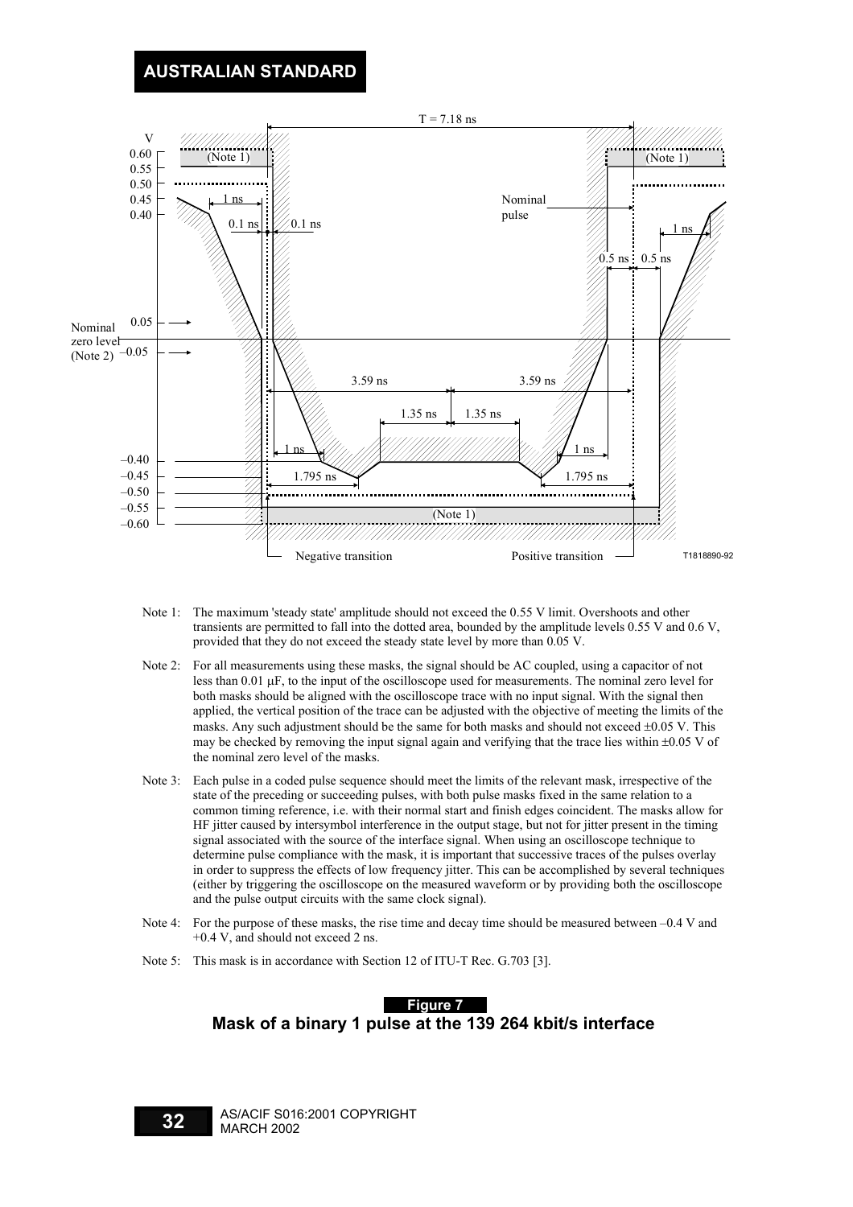Note 1: The maximum 'steady state' amplitude should not exceed the 0.55 V limit. Overshoots and other transients are permitted to fall into the dotted area, bounded by the amplitude levels 0.55 V and 0.6 V, provided that they do not exceed the steady state level by more than 0.05 V.

Note 2: For all measurements using these masks, the signal should be AC coupled, using a capacitor of not less than 0.01 µF, to the input of the oscilloscope used for measurements. The nominal zero level for both masks should be aligned with the oscilloscope trace with no input signal. With the signal then applied, the vertical position of the trace can be adjusted with the objective of meeting the limits of the masks. Any such adjustment should be the same for both masks and should not exceed ±0.05 V. This may be checked by removing the input signal again and verifying that the trace lies within ±0.05 V of the nominal zero level of the masks.

Note 3: Each pulse in a coded pulse sequence should meet the limits of the relevant mask, irrespective of the state of the preceding or succeeding pulses, with both pulse masks fixed in the same relation to a common timing reference, i.e. with their normal start and finish edges coincident. The masks allow for HF jitter caused by intersymbol interference in the output stage, but not for jitter present in the timing signal associated with the source of the interface signal. When using an oscilloscope technique to determine pulse compliance with the mask, it is important that successive traces of the pulses overlay in order to suppress the effects of low frequency jitter. This can be accomplished by several techniques (either by triggering the oscilloscope on the measured waveform or by providing both the oscilloscope and the pulse output circuits with the same clock signal).

Note 4: For the purpose of these masks, the rise time and decay time should be measured between –0.4 V and +0.4 V, and should not exceed 2 ns.

Note 5: This mask is in accordance with Section 12 of ITU-T Rec. G.703 [3].

**Figure 7**

**Mask of a binary 1 pulse at the 139 264 kbit/s interface**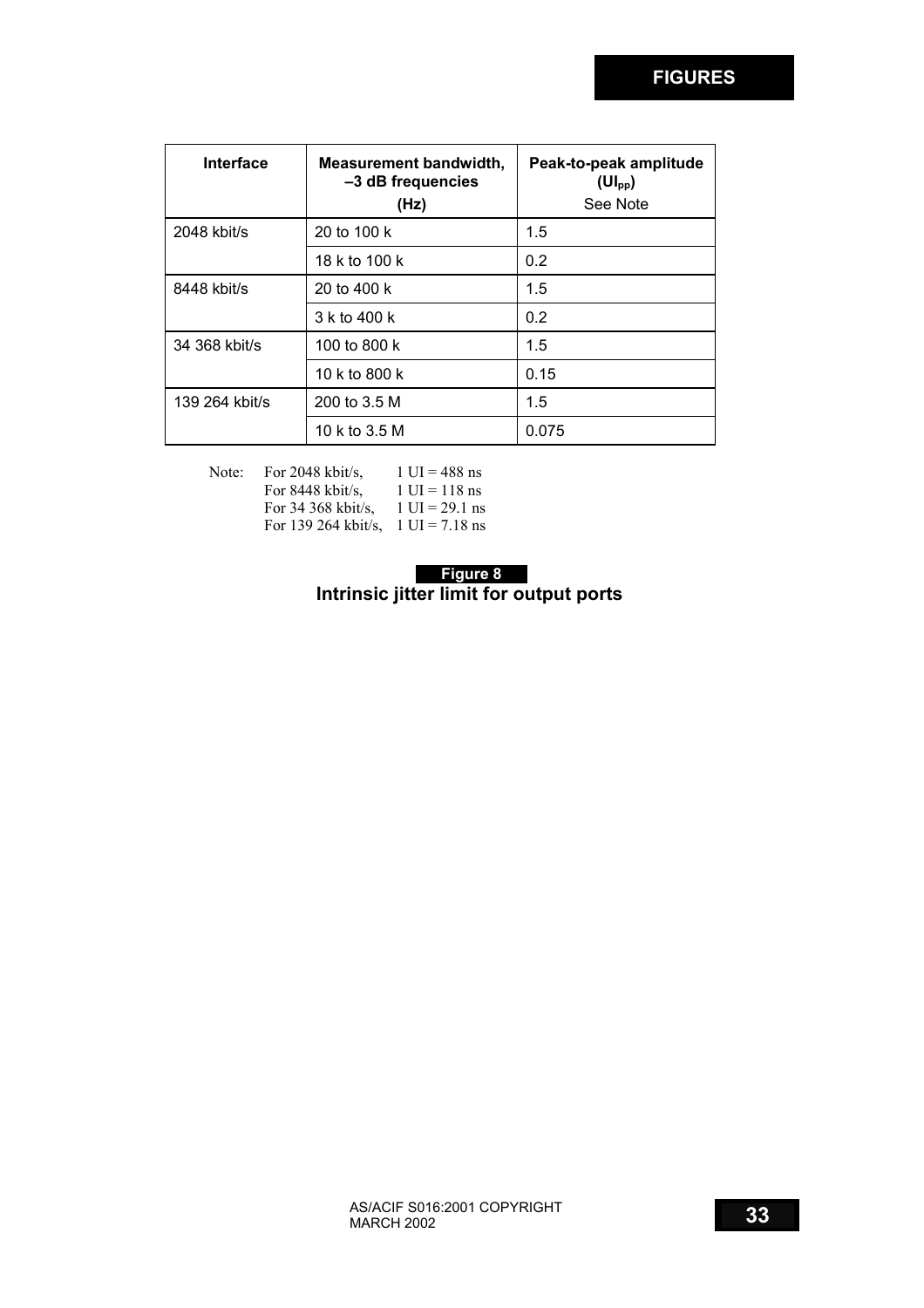| Interface | Measurement bandwidth, –3 dB frequencies (Hz) | Peak-to-peak amplitude ($UI_{pp}$) See Note |
|---|---|---|
| 2048 kbit/s | 20 to 100 k | 1.5 |
| | 18 k to 100 k | 0.2 |
| 8448 kbit/s | 20 to 400 k | 1.5 |
| | 3 k to 400 k | 0.2 |
| 34 368 kbit/s | 100 to 800 k | 1.5 |
| | 10 k to 800 k | 0.15 |
| 139 264 kbit/s | 200 to 3.5 M | 1.5 |
| | 10 k to 3.5 M | 0.075 |

Note: For 2048 kbit/s, 1 UI = 488 ns
For 8448 kbit/s, 1 UI = 118 ns
For 34 368 kbit/s, 1 UI = 29.1 ns
For 139 264 kbit/s, 1 UI = 7.18 ns

**Figure 8**
**Intrinsic jitter limit for output ports**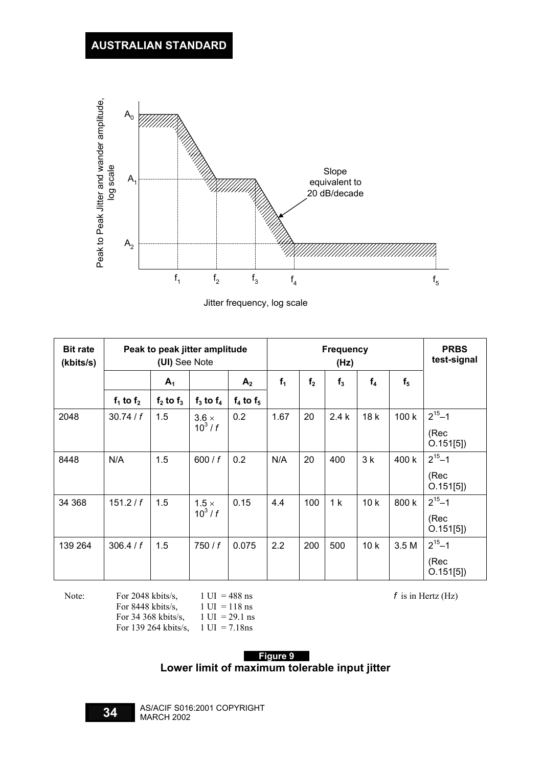Peak to Peak Jitter and wander amplitude, log scale

$A_0$

$A_1$

$A_2$

Slope equivalent to 20 dB/decade

$f_1$ $f_2$ $f_3$ $f_4$ $f_5$

Jitter frequency, log scale

| Bit rate (kbits/s) | Peak to peak jitter amplitude (UI) See Note | | | | Frequency (Hz) | | | | | PRBS test-signal |
|---|---|---|---|---|---|---|---|---|---|---|
| | | $A_1$ | | $A_2$ | $f_1$ | $f_2$ | $f_3$ | $f_4$ | $f_5$ | |
| | $f_1$ to $f_2$ | $f_2$ to $f_3$ | $f_3$ to $f_4$ | $f_4$ to $f_5$ | | | | | | |
| 2048 | $30.74 / f$ | 1.5 | $3.6 \times 10^3 / f$ | 0.2 | 1.67 | 20 | 2.4 k | 18 k | 100 k | $2^{15}-1$ (Rec O.151[5]) |
| 8448 | N/A | 1.5 | $600 / f$ | 0.2 | N/A | 20 | 400 | 3 k | 400 k | $2^{15}-1$ (Rec O.151[5]) |
| 34 368 | $151.2 / f$ | 1.5 | $1.5 \times 10^3 / f$ | 0.15 | 4.4 | 100 | 1 k | 10 k | 800 k | $2^{15}-1$ (Rec O.151[5]) |
| 139 264 | $306.4 / f$ | 1.5 | $750 / f$ | 0.075 | 2.2 | 200 | 500 | 10 k | 3.5 M | $2^{15}-1$ (Rec O.151[5]) |

Note: For 2048 kbits/s, 1 UI = 488 ns
For 8448 kbits/s, 1 UI = 118 ns
For 34 368 kbits/s, 1 UI = 29.1 ns
For 139 264 kbits/s, 1 UI = 7.18ns

$f$ is in Hertz (Hz)

**Figure 9**

**Lower limit of maximum tolerable input jitter**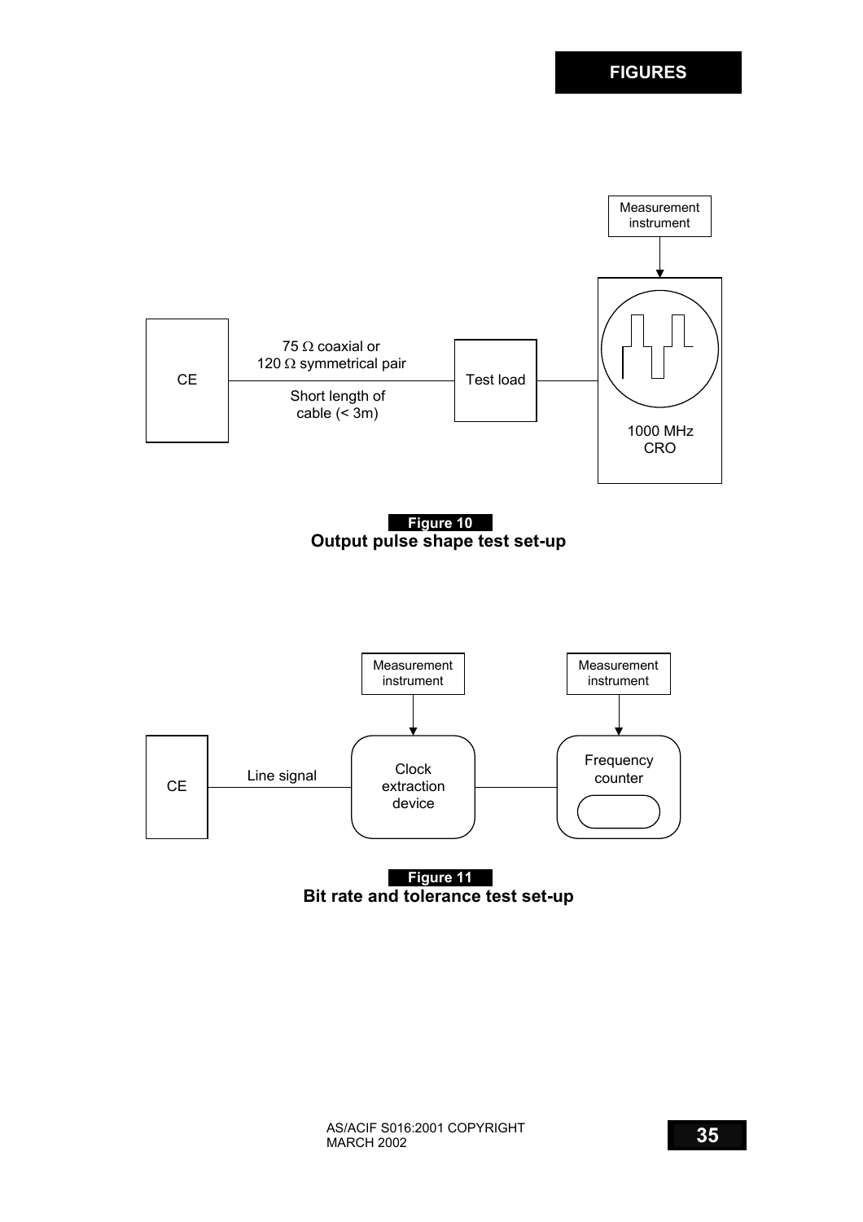CE

75 Ω coaxial or
120 Ω symmetrical pair

Short length of
cable (< 3m)

Test load

Measurement
instrument

1000 MHz
CRO

**Figure 10**
**Output pulse shape test set-up**

CE

Line signal

Measurement
instrument

Clock
extraction
device

Measurement
instrument

Frequency
counter

**Figure 11**
**Bit rate and tolerance test set-up**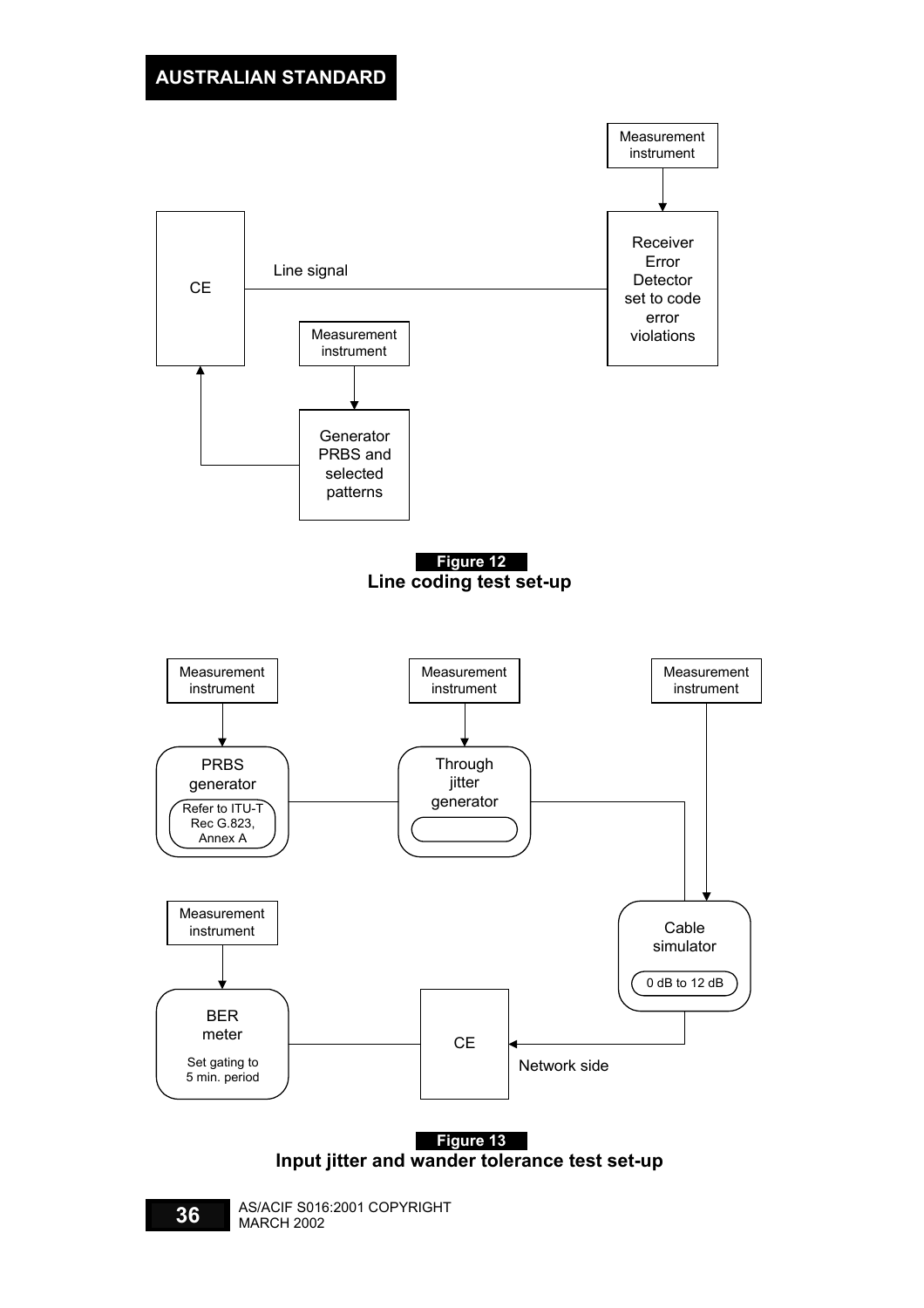Measurement instrument

Receiver Error Detector set to code error violations

CE

Line signal

Measurement instrument

Generator PRBS and selected patterns

**Figure 12**
**Line coding test set-up**

Measurement instrument

Measurement instrument

Measurement instrument

PRBS generator

Refer to ITU-T Rec G.823, Annex A

Through jitter generator

Cable simulator

0 dB to 12 dB

Measurement instrument

BER meter

Set gating to 5 min. period

CE

Network side

**Figure 13**
**Input jitter and wander tolerance test set-up**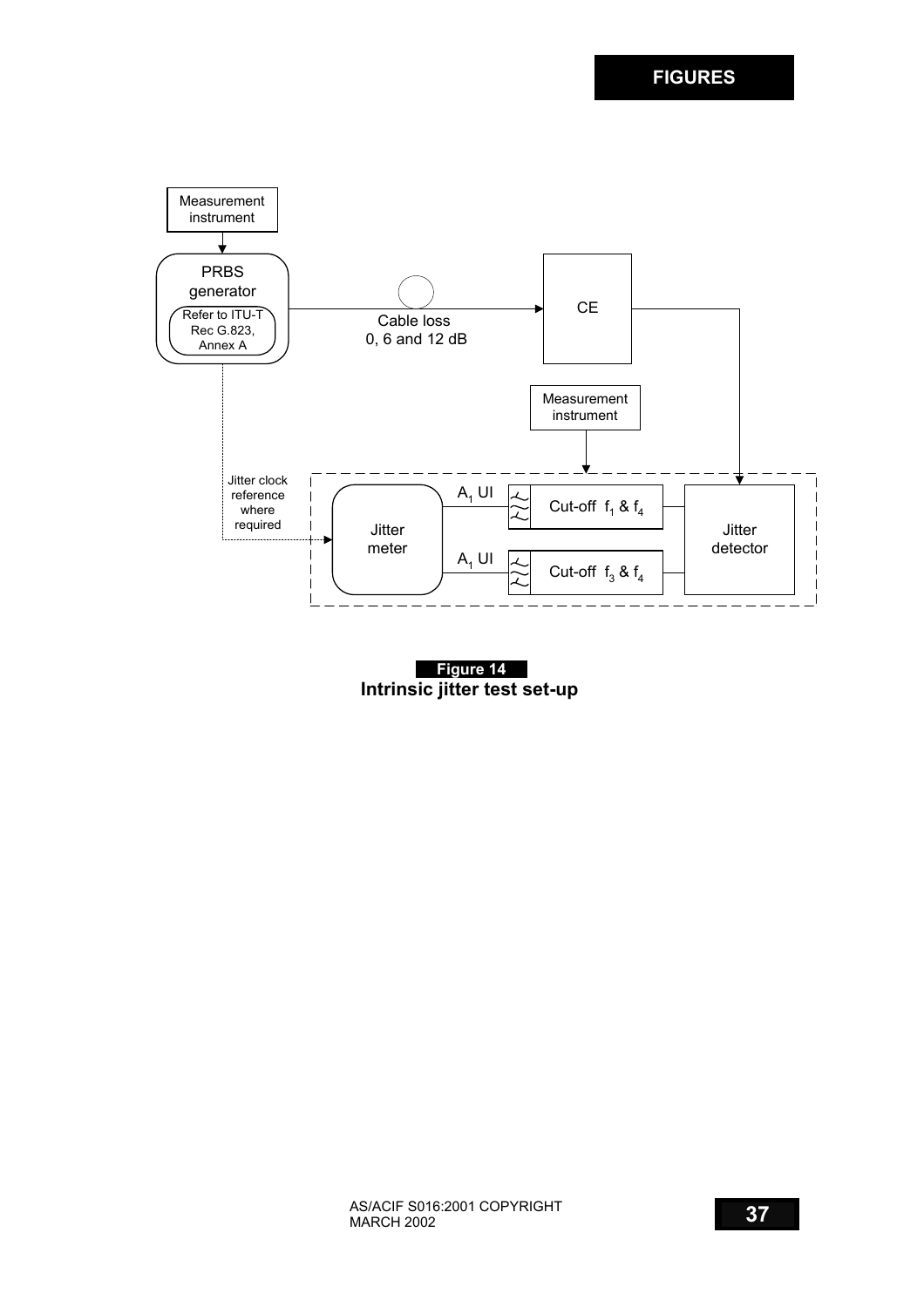Measurement instrument

PRBS generator

Refer to ITU-T Rec G.823, Annex A

Cable loss 0, 6 and 12 dB

CE

Measurement instrument

Jitter clock reference where required

Jitter meter

$A_1$ UI

Cut-off $f_1$ & $f_4$

$A_1$ UI

Cut-off $f_3$ & $f_4$

Jitter detector

**Figure 14**
**Intrinsic jitter test set-up**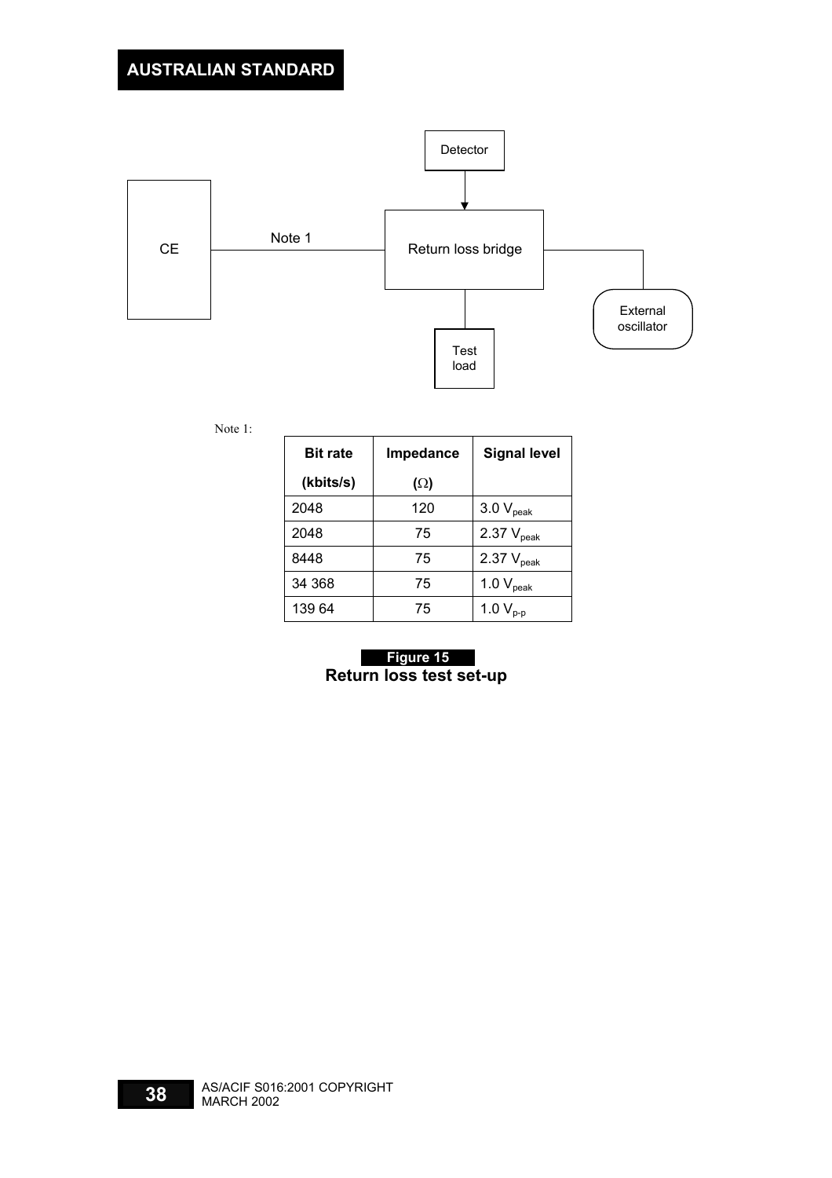Detector

CE

Note 1

Return loss bridge

External oscillator

Test load

Note 1:

| Bit rate (kbits/s) | Impedance (Ω) | Signal level |
|---|---|---|
| 2048 | 120 | 3.0 $V_{peak}$ |
| 2048 | 75 | 2.37 $V_{peak}$ |
| 8448 | 75 | 2.37 $V_{peak}$ |
| 34 368 | 75 | 1.0 $V_{peak}$ |
| 139 64 | 75 | 1.0 $V_{p\text{-}p}$ |

**Figure 15**
**Return loss test set-up**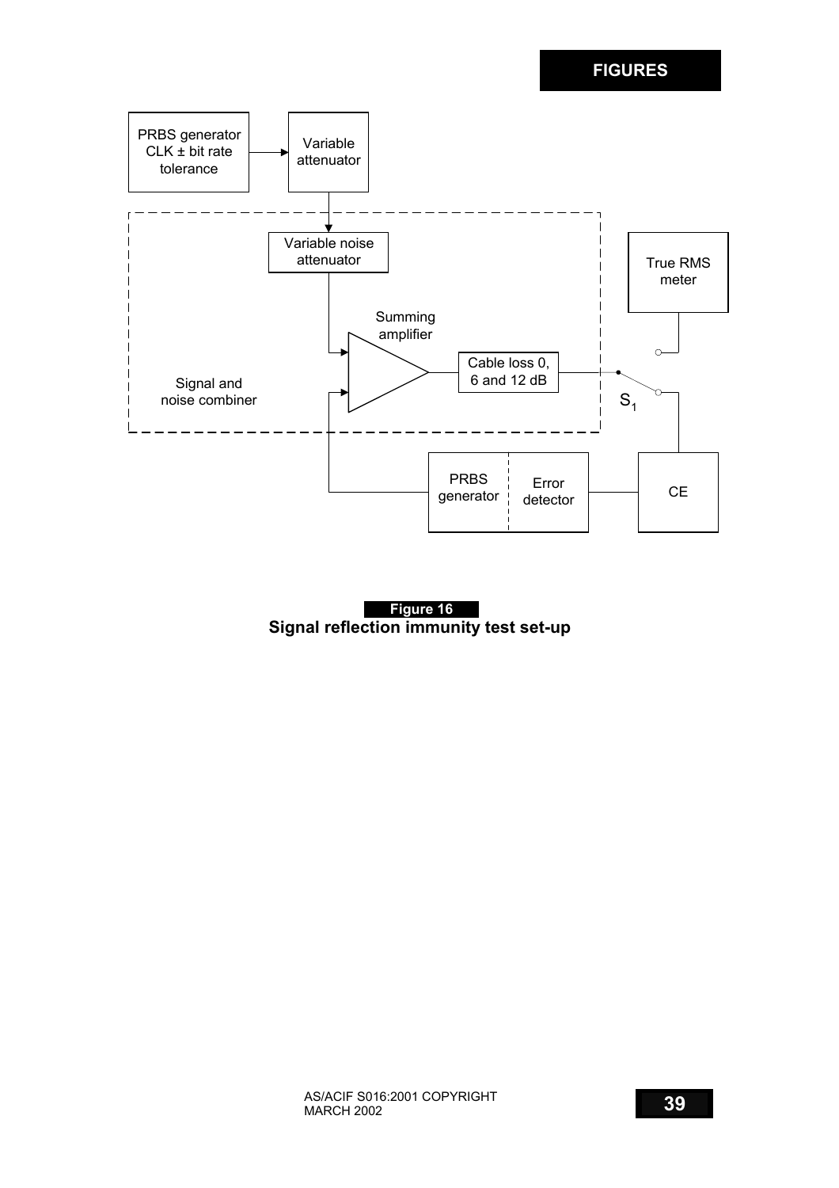PRBS generator CLK ± bit rate tolerance

Variable attenuator

Variable noise attenuator

Summing amplifier

Cable loss 0, 6 and 12 dB

True RMS meter

Signal and noise combiner

$S_1$

PRBS generator

Error detector

CE

**Figure 16**
**Signal reflection immunity test set-up**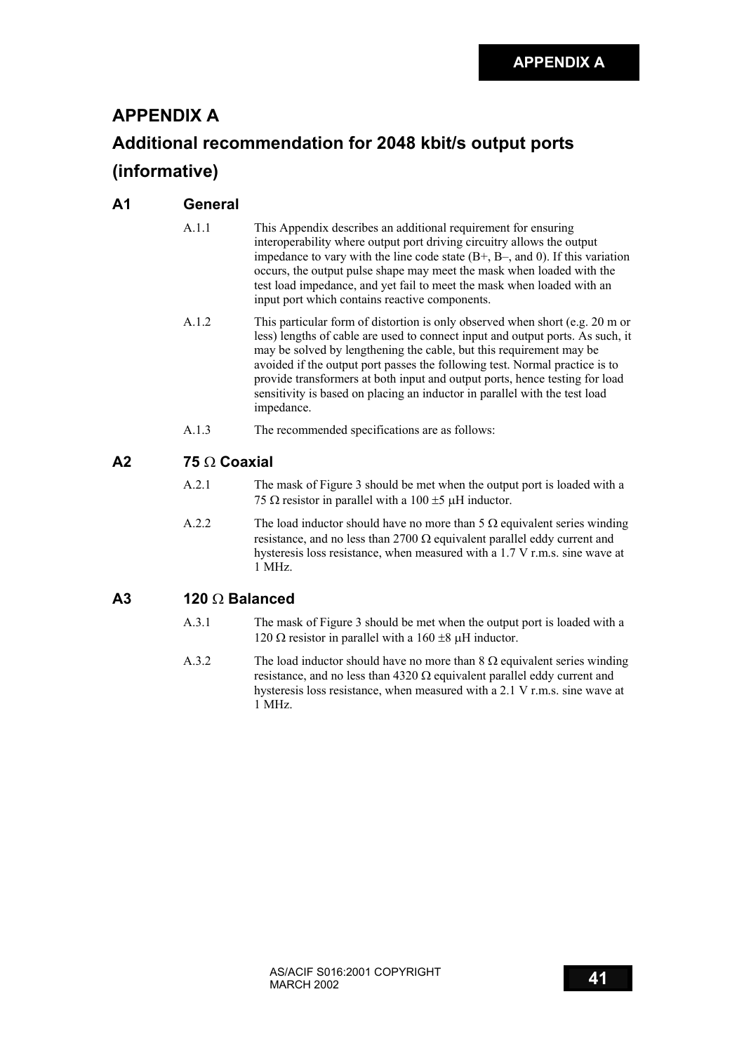# APPENDIX A

# Additional recommendation for 2048 kbit/s output ports (informative)

## A1 General

A.1.1 This Appendix describes an additional requirement for ensuring interoperability where output port driving circuitry allows the output impedance to vary with the line code state (B+, B–, and 0). If this variation occurs, the output pulse shape may meet the mask when loaded with the test load impedance, and yet fail to meet the mask when loaded with an input port which contains reactive components.

A.1.2 This particular form of distortion is only observed when short (e.g. 20 m or less) lengths of cable are used to connect input and output ports. As such, it may be solved by lengthening the cable, but this requirement may be avoided if the output port passes the following test. Normal practice is to provide transformers at both input and output ports, hence testing for load sensitivity is based on placing an inductor in parallel with the test load impedance.

A.1.3 The recommended specifications are as follows:

## A2 75 Ω Coaxial

A.2.1 The mask of Figure 3 should be met when the output port is loaded with a 75 Ω resistor in parallel with a 100 ±5 μH inductor.

A.2.2 The load inductor should have no more than 5 Ω equivalent series winding resistance, and no less than 2700 Ω equivalent parallel eddy current and hysteresis loss resistance, when measured with a 1.7 V r.m.s. sine wave at 1 MHz.

## A3 120 Ω Balanced

A.3.1 The mask of Figure 3 should be met when the output port is loaded with a 120 Ω resistor in parallel with a 160 ±8 μH inductor.

A.3.2 The load inductor should have no more than 8 Ω equivalent series winding resistance, and no less than 4320 Ω equivalent parallel eddy current and hysteresis loss resistance, when measured with a 2.1 V r.m.s. sine wave at 1 MHz.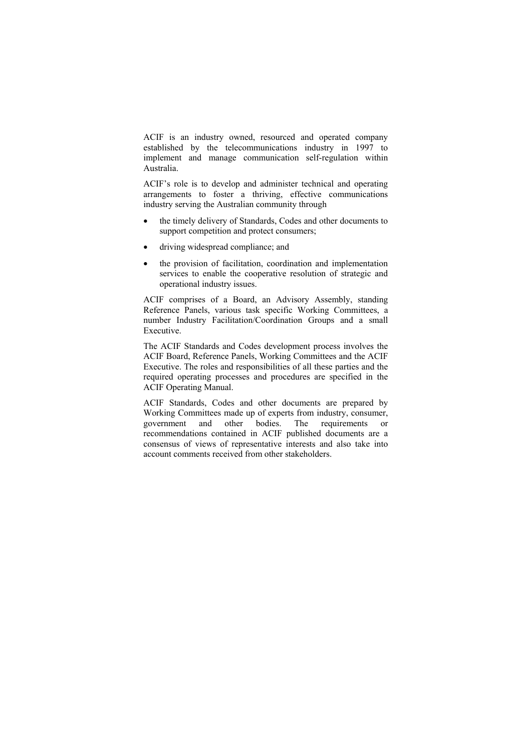ACIF is an industry owned, resourced and operated company established by the telecommunications industry in 1997 to implement and manage communication self-regulation within Australia.

ACIF's role is to develop and administer technical and operating arrangements to foster a thriving, effective communications industry serving the Australian community through

- the timely delivery of Standards, Codes and other documents to support competition and protect consumers;
- driving widespread compliance; and
- the provision of facilitation, coordination and implementation services to enable the cooperative resolution of strategic and operational industry issues.

ACIF comprises of a Board, an Advisory Assembly, standing Reference Panels, various task specific Working Committees, a number Industry Facilitation/Coordination Groups and a small Executive.

The ACIF Standards and Codes development process involves the ACIF Board, Reference Panels, Working Committees and the ACIF Executive. The roles and responsibilities of all these parties and the required operating processes and procedures are specified in the ACIF Operating Manual.

ACIF Standards, Codes and other documents are prepared by Working Committees made up of experts from industry, consumer, government and other bodies. The requirements or recommendations contained in ACIF published documents are a consensus of views of representative interests and also take into account comments received from other stakeholders.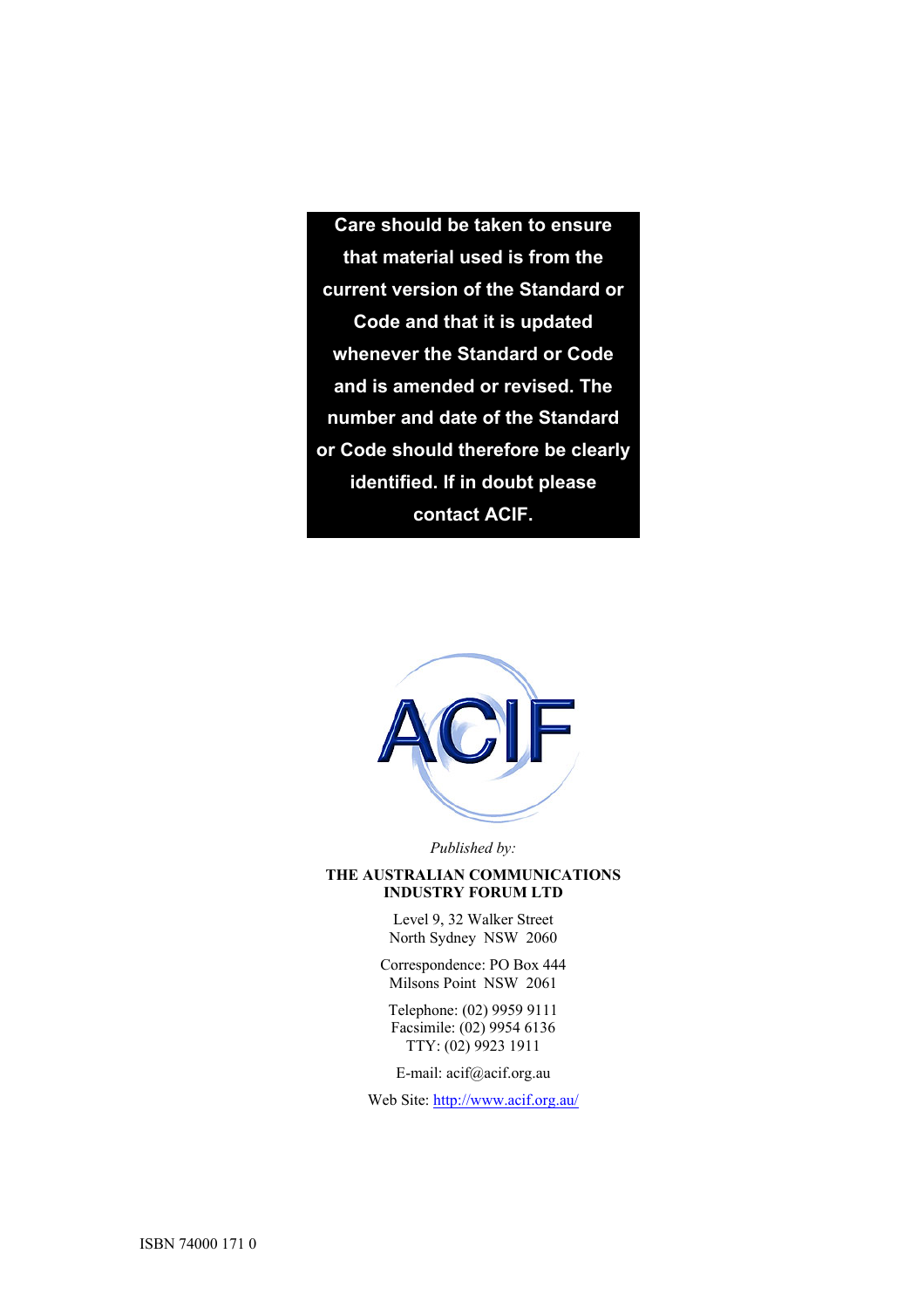**Care should be taken to ensure that material used is from the current version of the Standard or Code and that it is updated whenever the Standard or Code and is amended or revised. The number and date of the Standard or Code should therefore be clearly identified. If in doubt please contact ACIF.**

ACIF

*Published by:*

**THE AUSTRALIAN COMMUNICATIONS INDUSTRY FORUM LTD**

Level 9, 32 Walker Street
North Sydney NSW 2060

Correspondence: PO Box 444
Milsons Point NSW 2061

Telephone: (02) 9959 9111
Facsimile: (02) 9954 6136
TTY: (02) 9923 1911

E-mail: acif@acif.org.au

Web Site: http://www.acif.org.au/

ISBN 74000 171 0